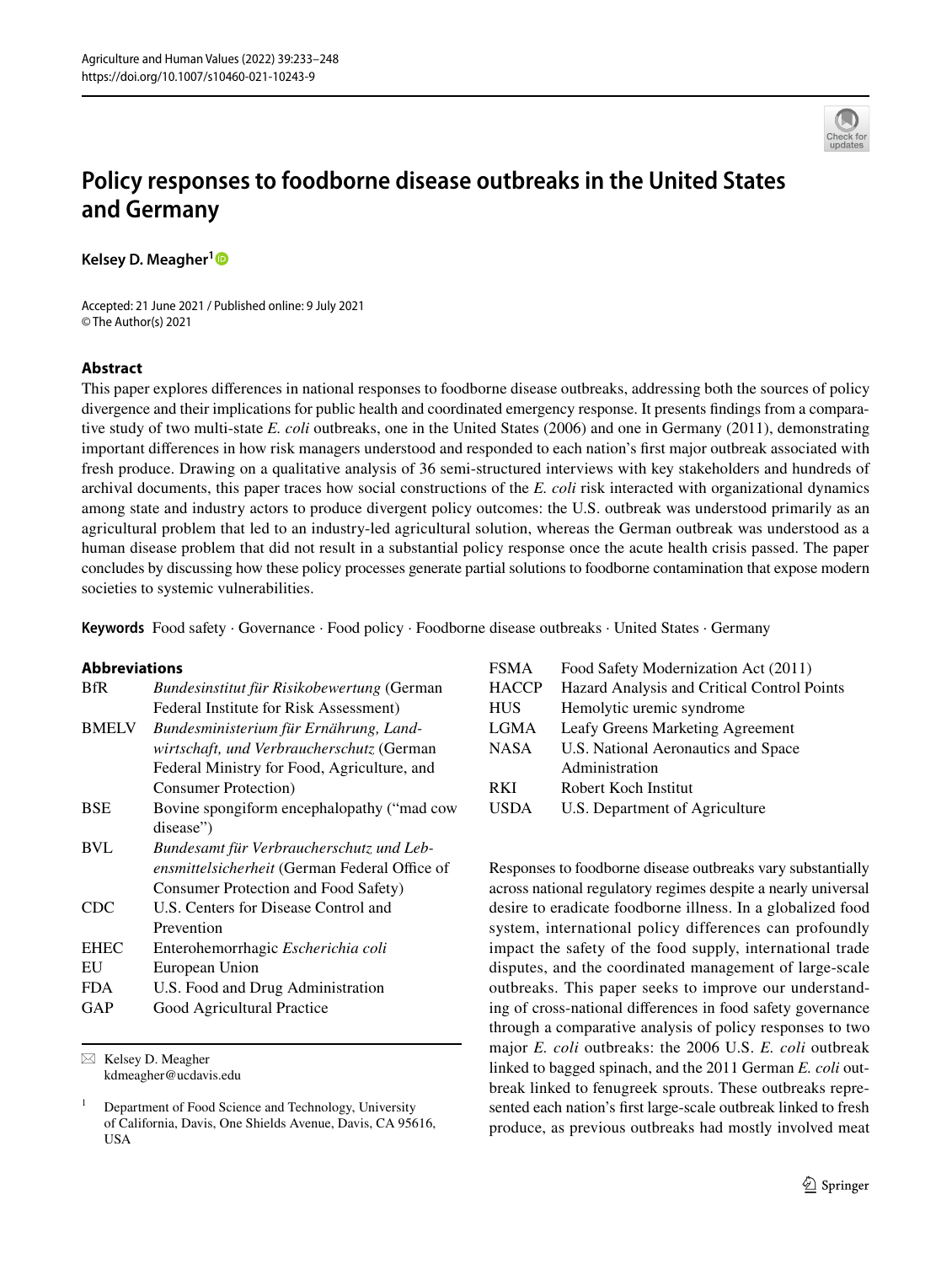# Policy responses to foodborne disease outbreaks in the United States and Germany

**Kelsey D. Meagher**[1]

Accepted: 21 June 2021 / Published online: 9 July 2021
© The Author(s) 2021

## Abstract

This paper explores differences in national responses to foodborne disease outbreaks, addressing both the sources of policy divergence and their implications for public health and coordinated emergency response. It presents findings from a comparative study of two multi-state *E. coli* outbreaks, one in the United States (2006) and one in Germany (2011), demonstrating important differences in how risk managers understood and responded to each nation's first major outbreak associated with fresh produce. Drawing on a qualitative analysis of 36 semi-structured interviews with key stakeholders and hundreds of archival documents, this paper traces how social constructions of the *E. coli* risk interacted with organizational dynamics among state and industry actors to produce divergent policy outcomes: the U.S. outbreak was understood primarily as an agricultural problem that led to an industry-led agricultural solution, whereas the German outbreak was understood as a human disease problem that did not result in a substantial policy response once the acute health crisis passed. The paper concludes by discussing how these policy processes generate partial solutions to foodborne contamination that expose modern societies to systemic vulnerabilities.

**Keywords** Food safety · Governance · Food policy · Foodborne disease outbreaks · United States · Germany

### Abbreviations

| | |
|---|---|
| BfR | *Bundesinstitut für Risikobewertung* (German Federal Institute for Risk Assessment) |
| BMELV | *Bundesministerium für Ernährung, Landwirtschaft, und Verbraucherschutz* (German Federal Ministry for Food, Agriculture, and Consumer Protection) |
| BSE | Bovine spongiform encephalopathy ("mad cow disease") |
| BVL | *Bundesamt für Verbraucherschutz und Lebensmittelsicherheit* (German Federal Office of Consumer Protection and Food Safety) |
| CDC | U.S. Centers for Disease Control and Prevention |
| EHEC | Enterohemorrhagic *Escherichia coli* |
| EU | European Union |
| FDA | U.S. Food and Drug Administration |
| GAP | Good Agricultural Practice |
| FSMA | Food Safety Modernization Act (2011) |
| HACCP | Hazard Analysis and Critical Control Points |
| HUS | Hemolytic uremic syndrome |
| LGMA | Leafy Greens Marketing Agreement |
| NASA | U.S. National Aeronautics and Space Administration |
| RKI | Robert Koch Institut |
| USDA | U.S. Department of Agriculture |

Responses to foodborne disease outbreaks vary substantially across national regulatory regimes despite a nearly universal desire to eradicate foodborne illness. In a globalized food system, international policy differences can profoundly impact the safety of the food supply, international trade disputes, and the coordinated management of large-scale outbreaks. This paper seeks to improve our understanding of cross-national differences in food safety governance through a comparative analysis of policy responses to two major *E. coli* outbreaks: the 2006 U.S. *E. coli* outbreak linked to bagged spinach, and the 2011 German *E. coli* outbreak linked to fenugreek sprouts. These outbreaks represented each nation's first large-scale outbreak linked to fresh produce, as previous outbreaks had mostly involved meat

---

✉ Kelsey D. Meagher
kdmeagher@ucdavis.edu

[1] Department of Food Science and Technology, University of California, Davis, One Shields Avenue, Davis, CA 95616, USA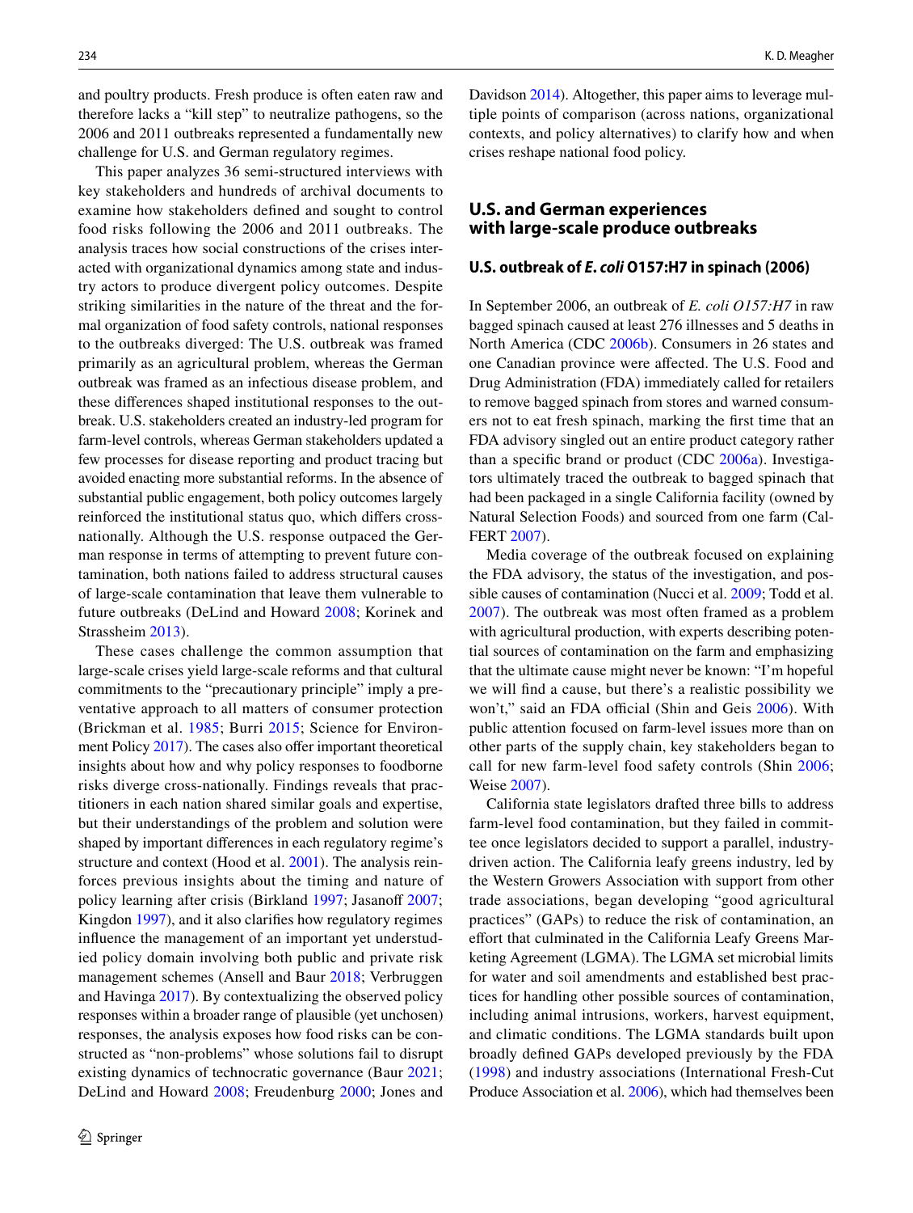and poultry products. Fresh produce is often eaten raw and therefore lacks a "kill step" to neutralize pathogens, so the 2006 and 2011 outbreaks represented a fundamentally new challenge for U.S. and German regulatory regimes.

This paper analyzes 36 semi-structured interviews with key stakeholders and hundreds of archival documents to examine how stakeholders defined and sought to control food risks following the 2006 and 2011 outbreaks. The analysis traces how social constructions of the crises interacted with organizational dynamics among state and industry actors to produce divergent policy outcomes. Despite striking similarities in the nature of the threat and the formal organization of food safety controls, national responses to the outbreaks diverged: The U.S. outbreak was framed primarily as an agricultural problem, whereas the German outbreak was framed as an infectious disease problem, and these differences shaped institutional responses to the outbreak. U.S. stakeholders created an industry-led program for farm-level controls, whereas German stakeholders updated a few processes for disease reporting and product tracing but avoided enacting more substantial reforms. In the absence of substantial public engagement, both policy outcomes largely reinforced the institutional status quo, which differs cross-nationally. Although the U.S. response outpaced the German response in terms of attempting to prevent future contamination, both nations failed to address structural causes of large-scale contamination that leave them vulnerable to future outbreaks (DeLind and Howard 2008; Korinek and Strassheim 2013).

These cases challenge the common assumption that large-scale crises yield large-scale reforms and that cultural commitments to the "precautionary principle" imply a preventative approach to all matters of consumer protection (Brickman et al. 1985; Burri 2015; Science for Environment Policy 2017). The cases also offer important theoretical insights about how and why policy responses to foodborne risks diverge cross-nationally. Findings reveals that practitioners in each nation shared similar goals and expertise, but their understandings of the problem and solution were shaped by important differences in each regulatory regime's structure and context (Hood et al. 2001). The analysis reinforces previous insights about the timing and nature of policy learning after crisis (Birkland 1997; Jasanoff 2007; Kingdon 1997), and it also clarifies how regulatory regimes influence the management of an important yet understudied policy domain involving both public and private risk management schemes (Ansell and Baur 2018; Verbruggen and Havinga 2017). By contextualizing the observed policy responses within a broader range of plausible (yet unchosen) responses, the analysis exposes how food risks can be constructed as "non-problems" whose solutions fail to disrupt existing dynamics of technocratic governance (Baur 2021; DeLind and Howard 2008; Freudenburg 2000; Jones and Davidson 2014). Altogether, this paper aims to leverage multiple points of comparison (across nations, organizational contexts, and policy alternatives) to clarify how and when crises reshape national food policy.

## U.S. and German experiences with large-scale produce outbreaks

### U.S. outbreak of *E. coli* O157:H7 in spinach (2006)

In September 2006, an outbreak of *E. coli O157:H7* in raw bagged spinach caused at least 276 illnesses and 5 deaths in North America (CDC 2006b). Consumers in 26 states and one Canadian province were affected. The U.S. Food and Drug Administration (FDA) immediately called for retailers to remove bagged spinach from stores and warned consumers not to eat fresh spinach, marking the first time that an FDA advisory singled out an entire product category rather than a specific brand or product (CDC 2006a). Investigators ultimately traced the outbreak to bagged spinach that had been packaged in a single California facility (owned by Natural Selection Foods) and sourced from one farm (CalFERT 2007).

Media coverage of the outbreak focused on explaining the FDA advisory, the status of the investigation, and possible causes of contamination (Nucci et al. 2009; Todd et al. 2007). The outbreak was most often framed as a problem with agricultural production, with experts describing potential sources of contamination on the farm and emphasizing that the ultimate cause might never be known: "I'm hopeful we will find a cause, but there's a realistic possibility we won't," said an FDA official (Shin and Geis 2006). With public attention focused on farm-level issues more than on other parts of the supply chain, key stakeholders began to call for new farm-level food safety controls (Shin 2006; Weise 2007).

California state legislators drafted three bills to address farm-level food contamination, but they failed in committee once legislators decided to support a parallel, industry-driven action. The California leafy greens industry, led by the Western Growers Association with support from other trade associations, began developing "good agricultural practices" (GAPs) to reduce the risk of contamination, an effort that culminated in the California Leafy Greens Marketing Agreement (LGMA). The LGMA set microbial limits for water and soil amendments and established best practices for handling other possible sources of contamination, including animal intrusions, workers, harvest equipment, and climatic conditions. The LGMA standards built upon broadly defined GAPs developed previously by the FDA (1998) and industry associations (International Fresh-Cut Produce Association et al. 2006), which had themselves been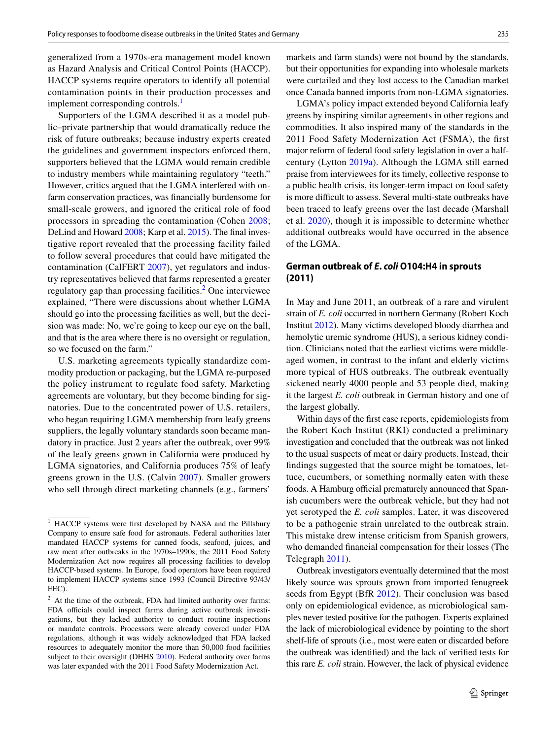generalized from a 1970s-era management model known as Hazard Analysis and Critical Control Points (HACCP). HACCP systems require operators to identify all potential contamination points in their production processes and implement corresponding controls.[1]

Supporters of the LGMA described it as a model public–private partnership that would dramatically reduce the risk of future outbreaks; because industry experts created the guidelines and government inspectors enforced them, supporters believed that the LGMA would remain credible to industry members while maintaining regulatory "teeth." However, critics argued that the LGMA interfered with on-farm conservation practices, was financially burdensome for small-scale growers, and ignored the critical role of food processors in spreading the contamination (Cohen 2008; DeLind and Howard 2008; Karp et al. 2015). The final investigative report revealed that the processing facility failed to follow several procedures that could have mitigated the contamination (CalFERT 2007), yet regulators and industry representatives believed that farms represented a greater regulatory gap than processing facilities.[2] One interviewee explained, "There were discussions about whether LGMA should go into the processing facilities as well, but the decision was made: No, we're going to keep our eye on the ball, and that is the area where there is no oversight or regulation, so we focused on the farm."

U.S. marketing agreements typically standardize commodity production or packaging, but the LGMA re-purposed the policy instrument to regulate food safety. Marketing agreements are voluntary, but they become binding for signatories. Due to the concentrated power of U.S. retailers, who began requiring LGMA membership from leafy greens suppliers, the legally voluntary standards soon became mandatory in practice. Just 2 years after the outbreak, over 99% of the leafy greens grown in California were produced by LGMA signatories, and California produces 75% of leafy greens grown in the U.S. (Calvin 2007). Smaller growers who sell through direct marketing channels (e.g., farmers' markets and farm stands) were not bound by the standards, but their opportunities for expanding into wholesale markets were curtailed and they lost access to the Canadian market once Canada banned imports from non-LGMA signatories.

LGMA's policy impact extended beyond California leafy greens by inspiring similar agreements in other regions and commodities. It also inspired many of the standards in the 2011 Food Safety Modernization Act (FSMA), the first major reform of federal food safety legislation in over a half-century (Lytton 2019a). Although the LGMA still earned praise from interviewees for its timely, collective response to a public health crisis, its longer-term impact on food safety is more difficult to assess. Several multi-state outbreaks have been traced to leafy greens over the last decade (Marshall et al. 2020), though it is impossible to determine whether additional outbreaks would have occurred in the absence of the LGMA.

## German outbreak of *E. coli* O104:H4 in sprouts (2011)

In May and June 2011, an outbreak of a rare and virulent strain of *E. coli* occurred in northern Germany (Robert Koch Institut 2012). Many victims developed bloody diarrhea and hemolytic uremic syndrome (HUS), a serious kidney condition. Clinicians noted that the earliest victims were middle-aged women, in contrast to the infant and elderly victims more typical of HUS outbreaks. The outbreak eventually sickened nearly 4000 people and 53 people died, making it the largest *E. coli* outbreak in German history and one of the largest globally.

Within days of the first case reports, epidemiologists from the Robert Koch Institut (RKI) conducted a preliminary investigation and concluded that the outbreak was not linked to the usual suspects of meat or dairy products. Instead, their findings suggested that the source might be tomatoes, lettuce, cucumbers, or something normally eaten with these foods. A Hamburg official prematurely announced that Spanish cucumbers were the outbreak vehicle, but they had not yet serotyped the *E. coli* samples. Later, it was discovered to be a pathogenic strain unrelated to the outbreak strain. This mistake drew intense criticism from Spanish growers, who demanded financial compensation for their losses (The Telegraph 2011).

Outbreak investigators eventually determined that the most likely source was sprouts grown from imported fenugreek seeds from Egypt (BfR 2012). Their conclusion was based only on epidemiological evidence, as microbiological samples never tested positive for the pathogen. Experts explained the lack of microbiological evidence by pointing to the short shelf-life of sprouts (i.e., most were eaten or discarded before the outbreak was identified) and the lack of verified tests for this rare *E. coli* strain. However, the lack of physical evidence

---

[1] HACCP systems were first developed by NASA and the Pillsbury Company to ensure safe food for astronauts. Federal authorities later mandated HACCP systems for canned foods, seafood, juices, and raw meat after outbreaks in the 1970s–1990s; the 2011 Food Safety Modernization Act now requires all processing facilities to develop HACCP-based systems. In Europe, food operators have been required to implement HACCP systems since 1993 (Council Directive 93/43/EEC).

[2] At the time of the outbreak, FDA had limited authority over farms: FDA officials could inspect farms during active outbreak investigations, but they lacked authority to conduct routine inspections or mandate controls. Processors were already covered under FDA regulations, although it was widely acknowledged that FDA lacked resources to adequately monitor the more than 50,000 food facilities subject to their oversight (DHHS 2010). Federal authority over farms was later expanded with the 2011 Food Safety Modernization Act.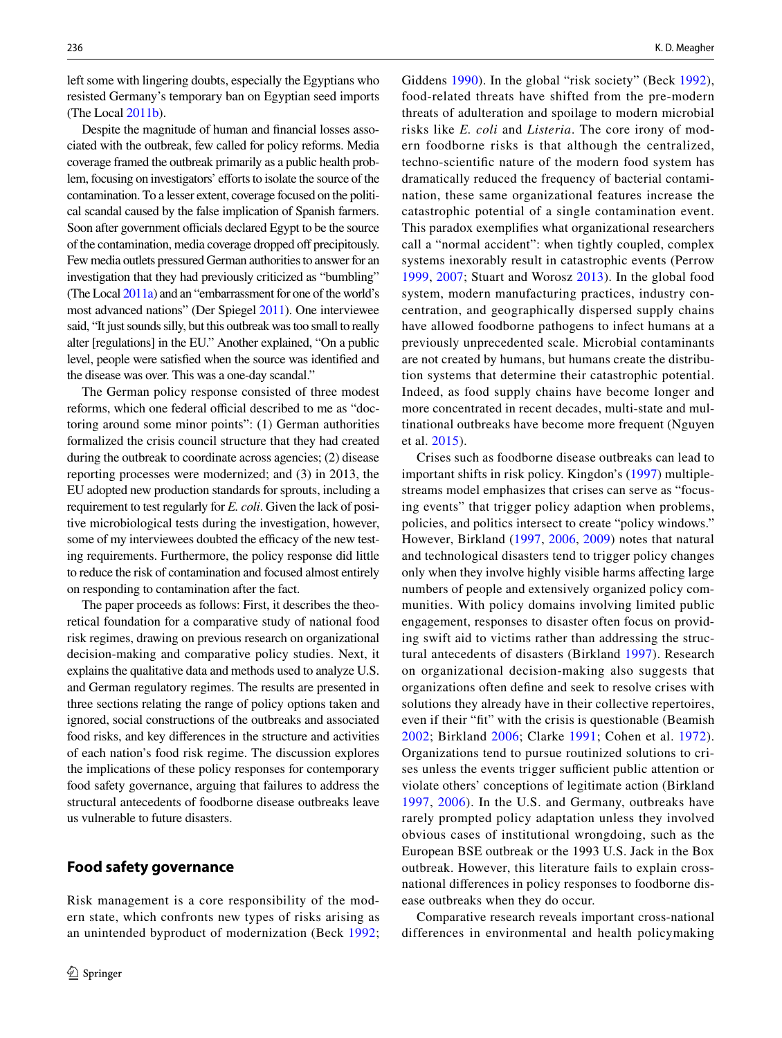left some with lingering doubts, especially the Egyptians who resisted Germany's temporary ban on Egyptian seed imports (The Local 2011b).

Despite the magnitude of human and financial losses associated with the outbreak, few called for policy reforms. Media coverage framed the outbreak primarily as a public health problem, focusing on investigators' efforts to isolate the source of the contamination. To a lesser extent, coverage focused on the political scandal caused by the false implication of Spanish farmers. Soon after government officials declared Egypt to be the source of the contamination, media coverage dropped off precipitously. Few media outlets pressured German authorities to answer for an investigation that they had previously criticized as "bumbling" (The Local 2011a) and an "embarrassment for one of the world's most advanced nations" (Der Spiegel 2011). One interviewee said, "It just sounds silly, but this outbreak was too small to really alter [regulations] in the EU." Another explained, "On a public level, people were satisfied when the source was identified and the disease was over. This was a one-day scandal."

The German policy response consisted of three modest reforms, which one federal official described to me as "doctoring around some minor points": (1) German authorities formalized the crisis council structure that they had created during the outbreak to coordinate across agencies; (2) disease reporting processes were modernized; and (3) in 2013, the EU adopted new production standards for sprouts, including a requirement to test regularly for *E. coli*. Given the lack of positive microbiological tests during the investigation, however, some of my interviewees doubted the efficacy of the new testing requirements. Furthermore, the policy response did little to reduce the risk of contamination and focused almost entirely on responding to contamination after the fact.

The paper proceeds as follows: First, it describes the theoretical foundation for a comparative study of national food risk regimes, drawing on previous research on organizational decision-making and comparative policy studies. Next, it explains the qualitative data and methods used to analyze U.S. and German regulatory regimes. The results are presented in three sections relating the range of policy options taken and ignored, social constructions of the outbreaks and associated food risks, and key differences in the structure and activities of each nation's food risk regime. The discussion explores the implications of these policy responses for contemporary food safety governance, arguing that failures to address the structural antecedents of foodborne disease outbreaks leave us vulnerable to future disasters.

## Food safety governance

Risk management is a core responsibility of the modern state, which confronts new types of risks arising as an unintended byproduct of modernization (Beck 1992; Giddens 1990). In the global "risk society" (Beck 1992), food-related threats have shifted from the pre-modern threats of adulteration and spoilage to modern microbial risks like *E. coli* and *Listeria*. The core irony of modern foodborne risks is that although the centralized, techno-scientific nature of the modern food system has dramatically reduced the frequency of bacterial contamination, these same organizational features increase the catastrophic potential of a single contamination event. This paradox exemplifies what organizational researchers call a "normal accident": when tightly coupled, complex systems inexorably result in catastrophic events (Perrow 1999, 2007; Stuart and Worosz 2013). In the global food system, modern manufacturing practices, industry concentration, and geographically dispersed supply chains have allowed foodborne pathogens to infect humans at a previously unprecedented scale. Microbial contaminants are not created by humans, but humans create the distribution systems that determine their catastrophic potential. Indeed, as food supply chains have become longer and more concentrated in recent decades, multi-state and multinational outbreaks have become more frequent (Nguyen et al. 2015).

Crises such as foodborne disease outbreaks can lead to important shifts in risk policy. Kingdon's (1997) multiple-streams model emphasizes that crises can serve as "focusing events" that trigger policy adaption when problems, policies, and politics intersect to create "policy windows." However, Birkland (1997, 2006, 2009) notes that natural and technological disasters tend to trigger policy changes only when they involve highly visible harms affecting large numbers of people and extensively organized policy communities. With policy domains involving limited public engagement, responses to disaster often focus on providing swift aid to victims rather than addressing the structural antecedents of disasters (Birkland 1997). Research on organizational decision-making also suggests that organizations often define and seek to resolve crises with solutions they already have in their collective repertoires, even if their "fit" with the crisis is questionable (Beamish 2002; Birkland 2006; Clarke 1991; Cohen et al. 1972). Organizations tend to pursue routinized solutions to crises unless the events trigger sufficient public attention or violate others' conceptions of legitimate action (Birkland 1997, 2006). In the U.S. and Germany, outbreaks have rarely prompted policy adaptation unless they involved obvious cases of institutional wrongdoing, such as the European BSE outbreak or the 1993 U.S. Jack in the Box outbreak. However, this literature fails to explain cross-national differences in policy responses to foodborne disease outbreaks when they do occur.

Comparative research reveals important cross-national differences in environmental and health policymaking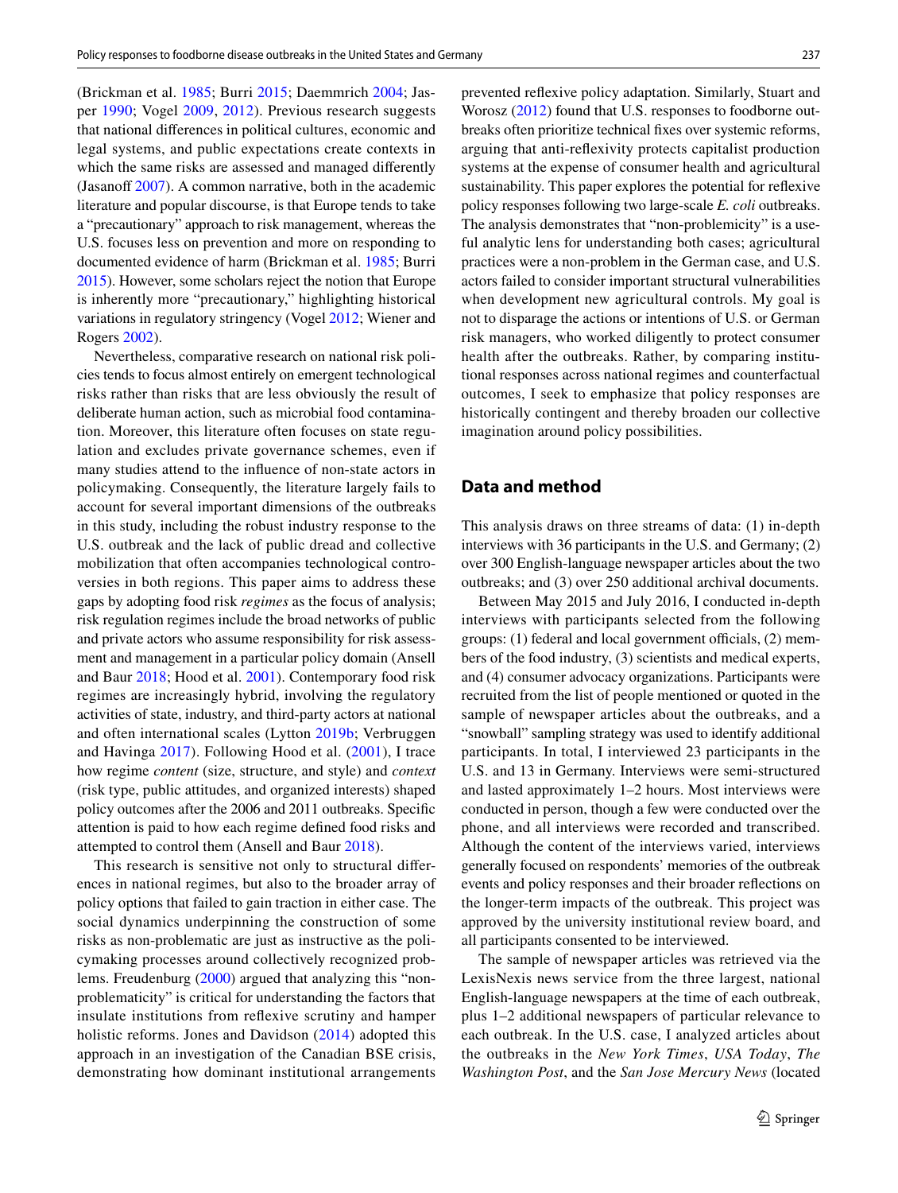(Brickman et al. 1985; Burri 2015; Daemmrich 2004; Jasper 1990; Vogel 2009, 2012). Previous research suggests that national differences in political cultures, economic and legal systems, and public expectations create contexts in which the same risks are assessed and managed differently (Jasanoff 2007). A common narrative, both in the academic literature and popular discourse, is that Europe tends to take a "precautionary" approach to risk management, whereas the U.S. focuses less on prevention and more on responding to documented evidence of harm (Brickman et al. 1985; Burri 2015). However, some scholars reject the notion that Europe is inherently more "precautionary," highlighting historical variations in regulatory stringency (Vogel 2012; Wiener and Rogers 2002).

Nevertheless, comparative research on national risk policies tends to focus almost entirely on emergent technological risks rather than risks that are less obviously the result of deliberate human action, such as microbial food contamination. Moreover, this literature often focuses on state regulation and excludes private governance schemes, even if many studies attend to the influence of non-state actors in policymaking. Consequently, the literature largely fails to account for several important dimensions of the outbreaks in this study, including the robust industry response to the U.S. outbreak and the lack of public dread and collective mobilization that often accompanies technological controversies in both regions. This paper aims to address these gaps by adopting food risk *regimes* as the focus of analysis; risk regulation regimes include the broad networks of public and private actors who assume responsibility for risk assessment and management in a particular policy domain (Ansell and Baur 2018; Hood et al. 2001). Contemporary food risk regimes are increasingly hybrid, involving the regulatory activities of state, industry, and third-party actors at national and often international scales (Lytton 2019b; Verbruggen and Havinga 2017). Following Hood et al. (2001), I trace how regime *content* (size, structure, and style) and *context* (risk type, public attitudes, and organized interests) shaped policy outcomes after the 2006 and 2011 outbreaks. Specific attention is paid to how each regime defined food risks and attempted to control them (Ansell and Baur 2018).

This research is sensitive not only to structural differences in national regimes, but also to the broader array of policy options that failed to gain traction in either case. The social dynamics underpinning the construction of some risks as non-problematic are just as instructive as the policymaking processes around collectively recognized problems. Freudenburg (2000) argued that analyzing this "non-problematicity" is critical for understanding the factors that insulate institutions from reflexive scrutiny and hamper holistic reforms. Jones and Davidson (2014) adopted this approach in an investigation of the Canadian BSE crisis, demonstrating how dominant institutional arrangements prevented reflexive policy adaptation. Similarly, Stuart and Worosz (2012) found that U.S. responses to foodborne outbreaks often prioritize technical fixes over systemic reforms, arguing that anti-reflexivity protects capitalist production systems at the expense of consumer health and agricultural sustainability. This paper explores the potential for reflexive policy responses following two large-scale *E. coli* outbreaks. The analysis demonstrates that "non-problemicity" is a useful analytic lens for understanding both cases; agricultural practices were a non-problem in the German case, and U.S. actors failed to consider important structural vulnerabilities when development new agricultural controls. My goal is not to disparage the actions or intentions of U.S. or German risk managers, who worked diligently to protect consumer health after the outbreaks. Rather, by comparing institutional responses across national regimes and counterfactual outcomes, I seek to emphasize that policy responses are historically contingent and thereby broaden our collective imagination around policy possibilities.

## Data and method

This analysis draws on three streams of data: (1) in-depth interviews with 36 participants in the U.S. and Germany; (2) over 300 English-language newspaper articles about the two outbreaks; and (3) over 250 additional archival documents.

Between May 2015 and July 2016, I conducted in-depth interviews with participants selected from the following groups: (1) federal and local government officials, (2) members of the food industry, (3) scientists and medical experts, and (4) consumer advocacy organizations. Participants were recruited from the list of people mentioned or quoted in the sample of newspaper articles about the outbreaks, and a "snowball" sampling strategy was used to identify additional participants. In total, I interviewed 23 participants in the U.S. and 13 in Germany. Interviews were semi-structured and lasted approximately 1–2 hours. Most interviews were conducted in person, though a few were conducted over the phone, and all interviews were recorded and transcribed. Although the content of the interviews varied, interviews generally focused on respondents' memories of the outbreak events and policy responses and their broader reflections on the longer-term impacts of the outbreak. This project was approved by the university institutional review board, and all participants consented to be interviewed.

The sample of newspaper articles was retrieved via the LexisNexis news service from the three largest, national English-language newspapers at the time of each outbreak, plus 1–2 additional newspapers of particular relevance to each outbreak. In the U.S. case, I analyzed articles about the outbreaks in the *New York Times*, *USA Today*, *The Washington Post*, and the *San Jose Mercury News* (located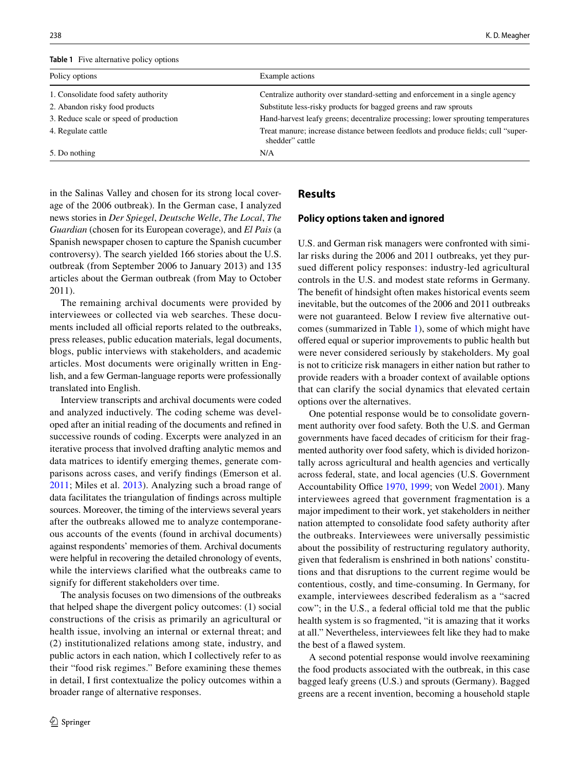**Table 1** Five alternative policy options

| Policy options | Example actions |
|---|---|
| 1. Consolidate food safety authority | Centralize authority over standard-setting and enforcement in a single agency |
| 2. Abandon risky food products | Substitute less-risky products for bagged greens and raw sprouts |
| 3. Reduce scale or speed of production | Hand-harvest leafy greens; decentralize processing; lower sprouting temperatures |
| 4. Regulate cattle | Treat manure; increase distance between feedlots and produce fields; cull "super-shedder" cattle |
| 5. Do nothing | N/A |

in the Salinas Valley and chosen for its strong local coverage of the 2006 outbreak). In the German case, I analyzed news stories in *Der Spiegel*, *Deutsche Welle*, *The Local*, *The Guardian* (chosen for its European coverage), and *El Pais* (a Spanish newspaper chosen to capture the Spanish cucumber controversy). The search yielded 166 stories about the U.S. outbreak (from September 2006 to January 2013) and 135 articles about the German outbreak (from May to October 2011).

The remaining archival documents were provided by interviewees or collected via web searches. These documents included all official reports related to the outbreaks, press releases, public education materials, legal documents, blogs, public interviews with stakeholders, and academic articles. Most documents were originally written in English, and a few German-language reports were professionally translated into English.

Interview transcripts and archival documents were coded and analyzed inductively. The coding scheme was developed after an initial reading of the documents and refined in successive rounds of coding. Excerpts were analyzed in an iterative process that involved drafting analytic memos and data matrices to identify emerging themes, generate comparisons across cases, and verify findings (Emerson et al. 2011; Miles et al. 2013). Analyzing such a broad range of data facilitates the triangulation of findings across multiple sources. Moreover, the timing of the interviews several years after the outbreaks allowed me to analyze contemporaneous accounts of the events (found in archival documents) against respondents' memories of them. Archival documents were helpful in recovering the detailed chronology of events, while the interviews clarified what the outbreaks came to signify for different stakeholders over time.

The analysis focuses on two dimensions of the outbreaks that helped shape the divergent policy outcomes: (1) social constructions of the crisis as primarily an agricultural or health issue, involving an internal or external threat; and (2) institutionalized relations among state, industry, and public actors in each nation, which I collectively refer to as their "food risk regimes." Before examining these themes in detail, I first contextualize the policy outcomes within a broader range of alternative responses.

## Results

### Policy options taken and ignored

U.S. and German risk managers were confronted with similar risks during the 2006 and 2011 outbreaks, yet they pursued different policy responses: industry-led agricultural controls in the U.S. and modest state reforms in Germany. The benefit of hindsight often makes historical events seem inevitable, but the outcomes of the 2006 and 2011 outbreaks were not guaranteed. Below I review five alternative outcomes (summarized in Table 1), some of which might have offered equal or superior improvements to public health but were never considered seriously by stakeholders. My goal is not to criticize risk managers in either nation but rather to provide readers with a broader context of available options that can clarify the social dynamics that elevated certain options over the alternatives.

One potential response would be to consolidate government authority over food safety. Both the U.S. and German governments have faced decades of criticism for their fragmented authority over food safety, which is divided horizontally across agricultural and health agencies and vertically across federal, state, and local agencies (U.S. Government Accountability Office 1970, 1999; von Wedel 2001). Many interviewees agreed that government fragmentation is a major impediment to their work, yet stakeholders in neither nation attempted to consolidate food safety authority after the outbreaks. Interviewees were universally pessimistic about the possibility of restructuring regulatory authority, given that federalism is enshrined in both nations' constitutions and that disruptions to the current regime would be contentious, costly, and time-consuming. In Germany, for example, interviewees described federalism as a "sacred cow"; in the U.S., a federal official told me that the public health system is so fragmented, "it is amazing that it works at all." Nevertheless, interviewees felt like they had to make the best of a flawed system.

A second potential response would involve reexamining the food products associated with the outbreak, in this case bagged leafy greens (U.S.) and sprouts (Germany). Bagged greens are a recent invention, becoming a household staple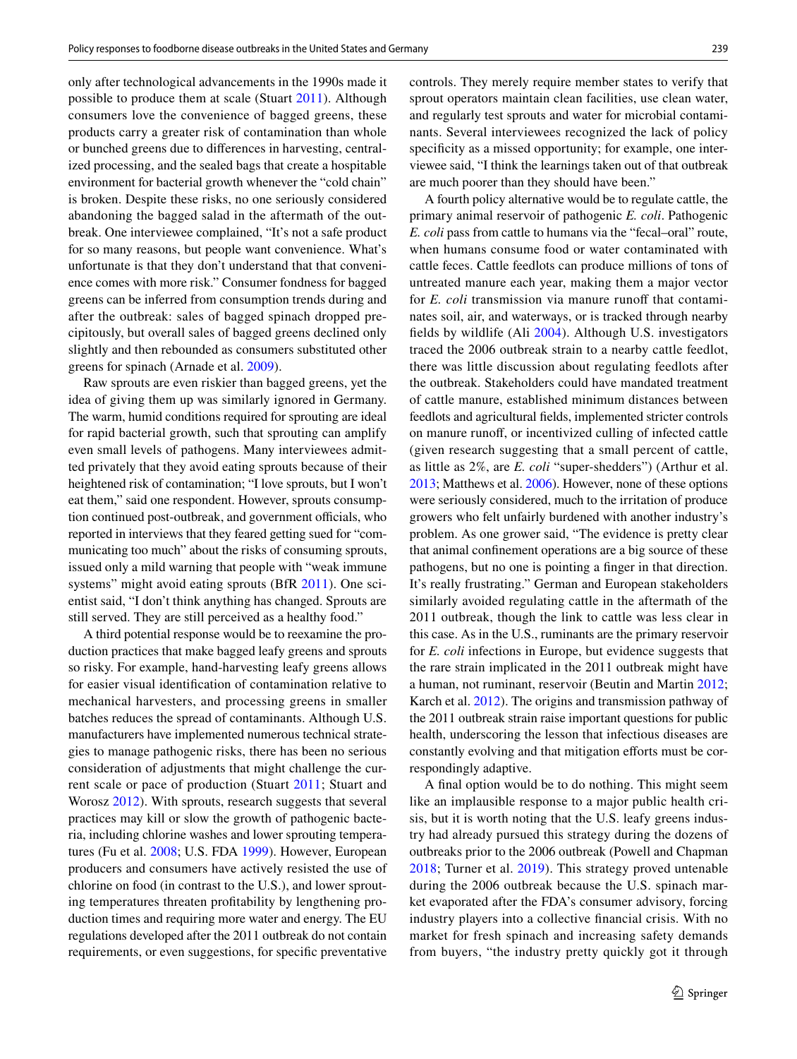only after technological advancements in the 1990s made it possible to produce them at scale (Stuart 2011). Although consumers love the convenience of bagged greens, these products carry a greater risk of contamination than whole or bunched greens due to differences in harvesting, centralized processing, and the sealed bags that create a hospitable environment for bacterial growth whenever the "cold chain" is broken. Despite these risks, no one seriously considered abandoning the bagged salad in the aftermath of the outbreak. One interviewee complained, "It's not a safe product for so many reasons, but people want convenience. What's unfortunate is that they don't understand that that convenience comes with more risk." Consumer fondness for bagged greens can be inferred from consumption trends during and after the outbreak: sales of bagged spinach dropped precipitously, but overall sales of bagged greens declined only slightly and then rebounded as consumers substituted other greens for spinach (Arnade et al. 2009).

Raw sprouts are even riskier than bagged greens, yet the idea of giving them up was similarly ignored in Germany. The warm, humid conditions required for sprouting are ideal for rapid bacterial growth, such that sprouting can amplify even small levels of pathogens. Many interviewees admitted privately that they avoid eating sprouts because of their heightened risk of contamination; "I love sprouts, but I won't eat them," said one respondent. However, sprouts consumption continued post-outbreak, and government officials, who reported in interviews that they feared getting sued for "communicating too much" about the risks of consuming sprouts, issued only a mild warning that people with "weak immune systems" might avoid eating sprouts (BfR 2011). One scientist said, "I don't think anything has changed. Sprouts are still served. They are still perceived as a healthy food."

A third potential response would be to reexamine the production practices that make bagged leafy greens and sprouts so risky. For example, hand-harvesting leafy greens allows for easier visual identification of contamination relative to mechanical harvesters, and processing greens in smaller batches reduces the spread of contaminants. Although U.S. manufacturers have implemented numerous technical strategies to manage pathogenic risks, there has been no serious consideration of adjustments that might challenge the current scale or pace of production (Stuart 2011; Stuart and Worosz 2012). With sprouts, research suggests that several practices may kill or slow the growth of pathogenic bacteria, including chlorine washes and lower sprouting temperatures (Fu et al. 2008; U.S. FDA 1999). However, European producers and consumers have actively resisted the use of chlorine on food (in contrast to the U.S.), and lower sprouting temperatures threaten profitability by lengthening production times and requiring more water and energy. The EU regulations developed after the 2011 outbreak do not contain requirements, or even suggestions, for specific preventative controls. They merely require member states to verify that sprout operators maintain clean facilities, use clean water, and regularly test sprouts and water for microbial contaminants. Several interviewees recognized the lack of policy specificity as a missed opportunity; for example, one interviewee said, "I think the learnings taken out of that outbreak are much poorer than they should have been."

A fourth policy alternative would be to regulate cattle, the primary animal reservoir of pathogenic *E. coli*. Pathogenic *E. coli* pass from cattle to humans via the "fecal–oral" route, when humans consume food or water contaminated with cattle feces. Cattle feedlots can produce millions of tons of untreated manure each year, making them a major vector for *E. coli* transmission via manure runoff that contaminates soil, air, and waterways, or is tracked through nearby fields by wildlife (Ali 2004). Although U.S. investigators traced the 2006 outbreak strain to a nearby cattle feedlot, there was little discussion about regulating feedlots after the outbreak. Stakeholders could have mandated treatment of cattle manure, established minimum distances between feedlots and agricultural fields, implemented stricter controls on manure runoff, or incentivized culling of infected cattle (given research suggesting that a small percent of cattle, as little as 2%, are *E. coli* "super-shedders") (Arthur et al. 2013; Matthews et al. 2006). However, none of these options were seriously considered, much to the irritation of produce growers who felt unfairly burdened with another industry's problem. As one grower said, "The evidence is pretty clear that animal confinement operations are a big source of these pathogens, but no one is pointing a finger in that direction. It's really frustrating." German and European stakeholders similarly avoided regulating cattle in the aftermath of the 2011 outbreak, though the link to cattle was less clear in this case. As in the U.S., ruminants are the primary reservoir for *E. coli* infections in Europe, but evidence suggests that the rare strain implicated in the 2011 outbreak might have a human, not ruminant, reservoir (Beutin and Martin 2012; Karch et al. 2012). The origins and transmission pathway of the 2011 outbreak strain raise important questions for public health, underscoring the lesson that infectious diseases are constantly evolving and that mitigation efforts must be correspondingly adaptive.

A final option would be to do nothing. This might seem like an implausible response to a major public health crisis, but it is worth noting that the U.S. leafy greens industry had already pursued this strategy during the dozens of outbreaks prior to the 2006 outbreak (Powell and Chapman 2018; Turner et al. 2019). This strategy proved untenable during the 2006 outbreak because the U.S. spinach market evaporated after the FDA's consumer advisory, forcing industry players into a collective financial crisis. With no market for fresh spinach and increasing safety demands from buyers, "the industry pretty quickly got it through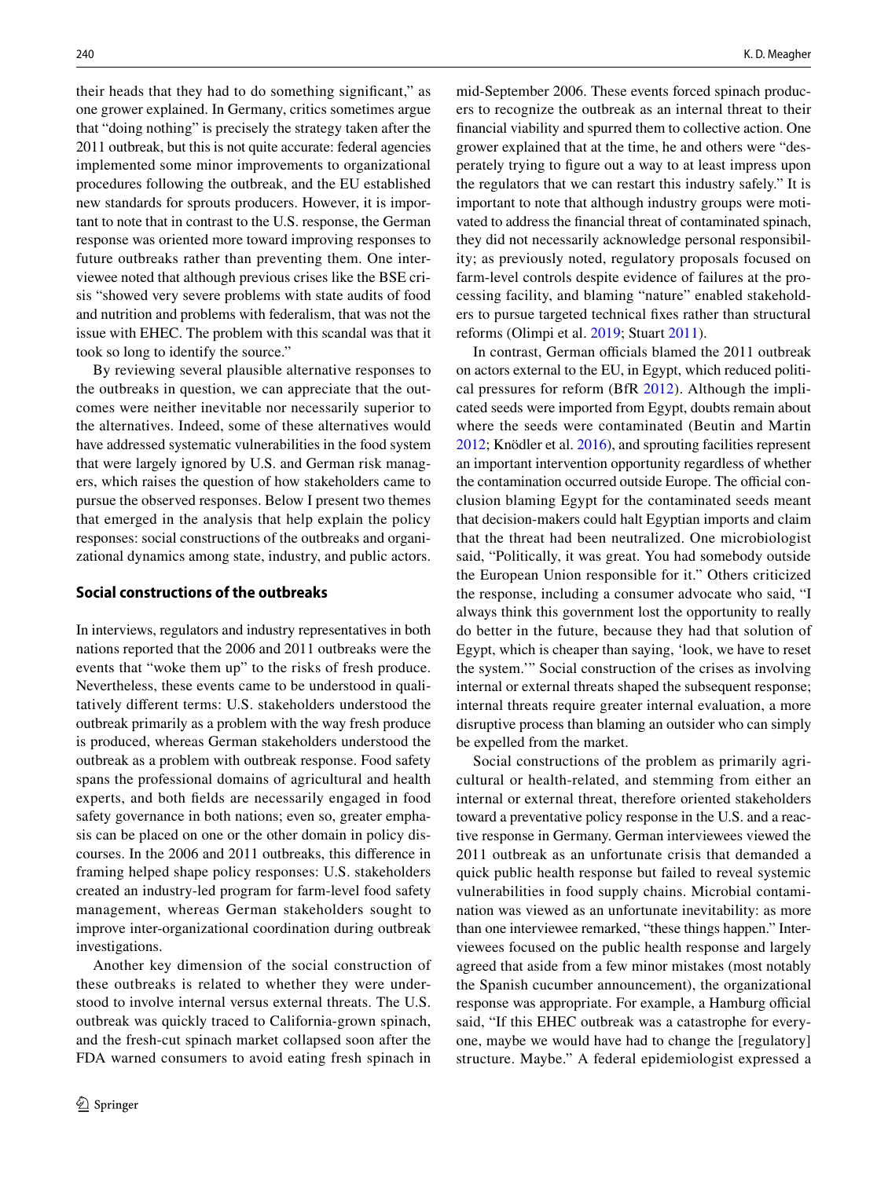their heads that they had to do something significant," as one grower explained. In Germany, critics sometimes argue that "doing nothing" is precisely the strategy taken after the 2011 outbreak, but this is not quite accurate: federal agencies implemented some minor improvements to organizational procedures following the outbreak, and the EU established new standards for sprouts producers. However, it is important to note that in contrast to the U.S. response, the German response was oriented more toward improving responses to future outbreaks rather than preventing them. One interviewee noted that although previous crises like the BSE crisis "showed very severe problems with state audits of food and nutrition and problems with federalism, that was not the issue with EHEC. The problem with this scandal was that it took so long to identify the source."

By reviewing several plausible alternative responses to the outbreaks in question, we can appreciate that the outcomes were neither inevitable nor necessarily superior to the alternatives. Indeed, some of these alternatives would have addressed systematic vulnerabilities in the food system that were largely ignored by U.S. and German risk managers, which raises the question of how stakeholders came to pursue the observed responses. Below I present two themes that emerged in the analysis that help explain the policy responses: social constructions of the outbreaks and organizational dynamics among state, industry, and public actors.

## Social constructions of the outbreaks

In interviews, regulators and industry representatives in both nations reported that the 2006 and 2011 outbreaks were the events that "woke them up" to the risks of fresh produce. Nevertheless, these events came to be understood in qualitatively different terms: U.S. stakeholders understood the outbreak primarily as a problem with the way fresh produce is produced, whereas German stakeholders understood the outbreak as a problem with outbreak response. Food safety spans the professional domains of agricultural and health experts, and both fields are necessarily engaged in food safety governance in both nations; even so, greater emphasis can be placed on one or the other domain in policy discourses. In the 2006 and 2011 outbreaks, this difference in framing helped shape policy responses: U.S. stakeholders created an industry-led program for farm-level food safety management, whereas German stakeholders sought to improve inter-organizational coordination during outbreak investigations.

Another key dimension of the social construction of these outbreaks is related to whether they were understood to involve internal versus external threats. The U.S. outbreak was quickly traced to California-grown spinach, and the fresh-cut spinach market collapsed soon after the FDA warned consumers to avoid eating fresh spinach in mid-September 2006. These events forced spinach producers to recognize the outbreak as an internal threat to their financial viability and spurred them to collective action. One grower explained that at the time, he and others were "desperately trying to figure out a way to at least impress upon the regulators that we can restart this industry safely." It is important to note that although industry groups were motivated to address the financial threat of contaminated spinach, they did not necessarily acknowledge personal responsibility; as previously noted, regulatory proposals focused on farm-level controls despite evidence of failures at the processing facility, and blaming "nature" enabled stakeholders to pursue targeted technical fixes rather than structural reforms (Olimpi et al. 2019; Stuart 2011).

In contrast, German officials blamed the 2011 outbreak on actors external to the EU, in Egypt, which reduced political pressures for reform (BfR 2012). Although the implicated seeds were imported from Egypt, doubts remain about where the seeds were contaminated (Beutin and Martin 2012; Knödler et al. 2016), and sprouting facilities represent an important intervention opportunity regardless of whether the contamination occurred outside Europe. The official conclusion blaming Egypt for the contaminated seeds meant that decision-makers could halt Egyptian imports and claim that the threat had been neutralized. One microbiologist said, "Politically, it was great. You had somebody outside the European Union responsible for it." Others criticized the response, including a consumer advocate who said, "I always think this government lost the opportunity to really do better in the future, because they had that solution of Egypt, which is cheaper than saying, 'look, we have to reset the system.'" Social construction of the crises as involving internal or external threats shaped the subsequent response; internal threats require greater internal evaluation, a more disruptive process than blaming an outsider who can simply be expelled from the market.

Social constructions of the problem as primarily agricultural or health-related, and stemming from either an internal or external threat, therefore oriented stakeholders toward a preventative policy response in the U.S. and a reactive response in Germany. German interviewees viewed the 2011 outbreak as an unfortunate crisis that demanded a quick public health response but failed to reveal systemic vulnerabilities in food supply chains. Microbial contamination was viewed as an unfortunate inevitability: as more than one interviewee remarked, "these things happen." Interviewees focused on the public health response and largely agreed that aside from a few minor mistakes (most notably the Spanish cucumber announcement), the organizational response was appropriate. For example, a Hamburg official said, "If this EHEC outbreak was a catastrophe for everyone, maybe we would have had to change the [regulatory] structure. Maybe." A federal epidemiologist expressed a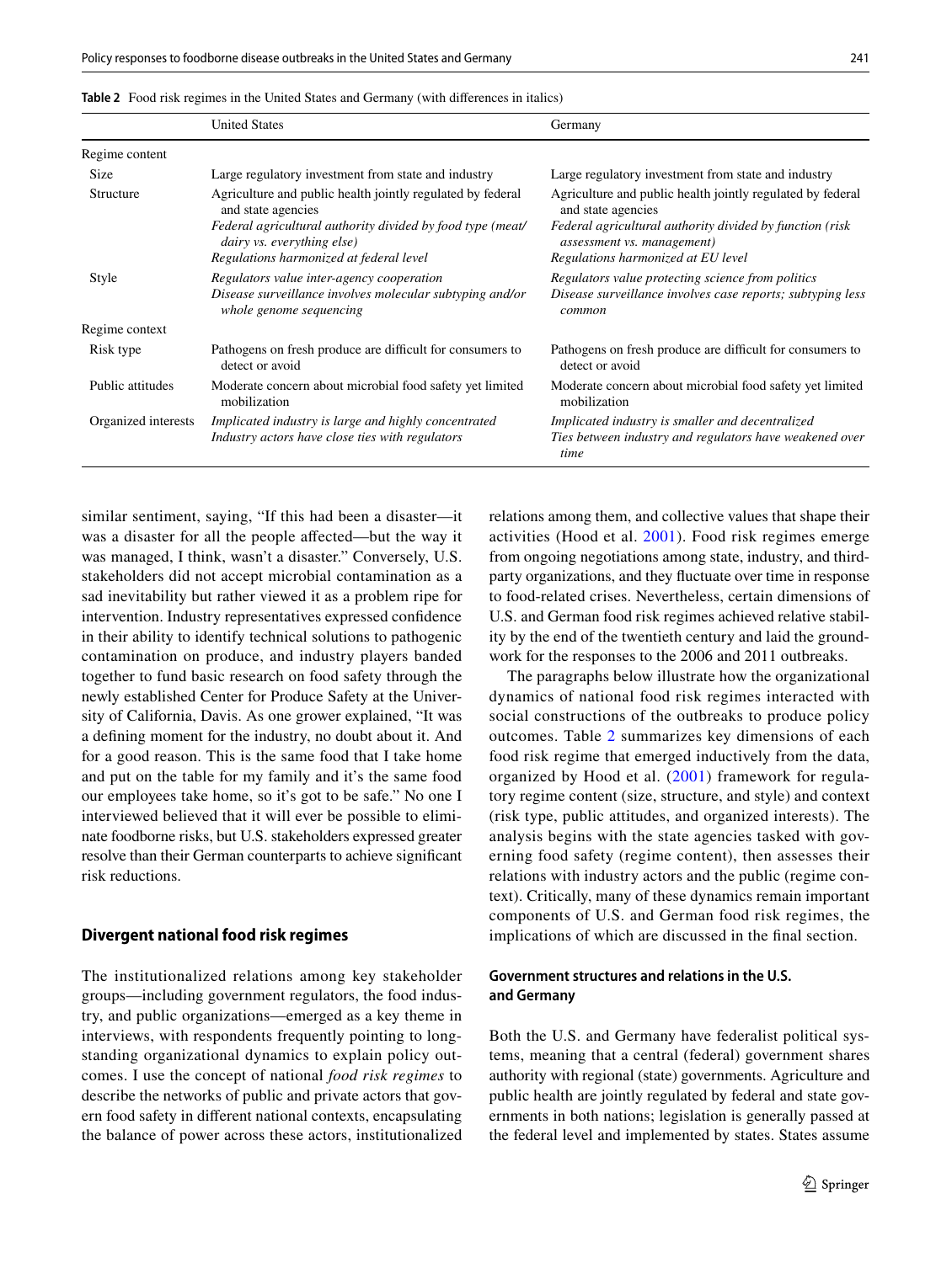**Table 2** Food risk regimes in the United States and Germany (with differences in italics)

| | United States | Germany |
|---|---|---|
| Regime content | | |
| Size | Large regulatory investment from state and industry | Large regulatory investment from state and industry |
| Structure | Agriculture and public health jointly regulated by federal and state agencies<br>*Federal agricultural authority divided by food type (meat/dairy vs. everything else)*<br>*Regulations harmonized at federal level* | Agriculture and public health jointly regulated by federal and state agencies<br>*Federal agricultural authority divided by function (risk assessment vs. management)*<br>*Regulations harmonized at EU level* |
| Style | *Regulators value inter-agency cooperation*<br>*Disease surveillance involves molecular subtyping and/or whole genome sequencing* | *Regulators value protecting science from politics*<br>*Disease surveillance involves case reports; subtyping less common* |
| Regime context | | |
| Risk type | Pathogens on fresh produce are difficult for consumers to detect or avoid | Pathogens on fresh produce are difficult for consumers to detect or avoid |
| Public attitudes | Moderate concern about microbial food safety yet limited mobilization | Moderate concern about microbial food safety yet limited mobilization |
| Organized interests | *Implicated industry is large and highly concentrated*<br>*Industry actors have close ties with regulators* | *Implicated industry is smaller and decentralized*<br>*Ties between industry and regulators have weakened over time* |

similar sentiment, saying, "If this had been a disaster—it was a disaster for all the people affected—but the way it was managed, I think, wasn't a disaster." Conversely, U.S. stakeholders did not accept microbial contamination as a sad inevitability but rather viewed it as a problem ripe for intervention. Industry representatives expressed confidence in their ability to identify technical solutions to pathogenic contamination on produce, and industry players banded together to fund basic research on food safety through the newly established Center for Produce Safety at the University of California, Davis. As one grower explained, "It was a defining moment for the industry, no doubt about it. And for a good reason. This is the same food that I take home and put on the table for my family and it's the same food our employees take home, so it's got to be safe." No one I interviewed believed that it will ever be possible to eliminate foodborne risks, but U.S. stakeholders expressed greater resolve than their German counterparts to achieve significant risk reductions.

## Divergent national food risk regimes

The institutionalized relations among key stakeholder groups—including government regulators, the food industry, and public organizations—emerged as a key theme in interviews, with respondents frequently pointing to longstanding organizational dynamics to explain policy outcomes. I use the concept of national *food risk regimes* to describe the networks of public and private actors that govern food safety in different national contexts, encapsulating the balance of power across these actors, institutionalized relations among them, and collective values that shape their activities (Hood et al. 2001). Food risk regimes emerge from ongoing negotiations among state, industry, and third-party organizations, and they fluctuate over time in response to food-related crises. Nevertheless, certain dimensions of U.S. and German food risk regimes achieved relative stability by the end of the twentieth century and laid the groundwork for the responses to the 2006 and 2011 outbreaks.

The paragraphs below illustrate how the organizational dynamics of national food risk regimes interacted with social constructions of the outbreaks to produce policy outcomes. Table 2 summarizes key dimensions of each food risk regime that emerged inductively from the data, organized by Hood et al. (2001) framework for regulatory regime content (size, structure, and style) and context (risk type, public attitudes, and organized interests). The analysis begins with the state agencies tasked with governing food safety (regime content), then assesses their relations with industry actors and the public (regime context). Critically, many of these dynamics remain important components of U.S. and German food risk regimes, the implications of which are discussed in the final section.

### Government structures and relations in the U.S. and Germany

Both the U.S. and Germany have federalist political systems, meaning that a central (federal) government shares authority with regional (state) governments. Agriculture and public health are jointly regulated by federal and state governments in both nations; legislation is generally passed at the federal level and implemented by states. States assume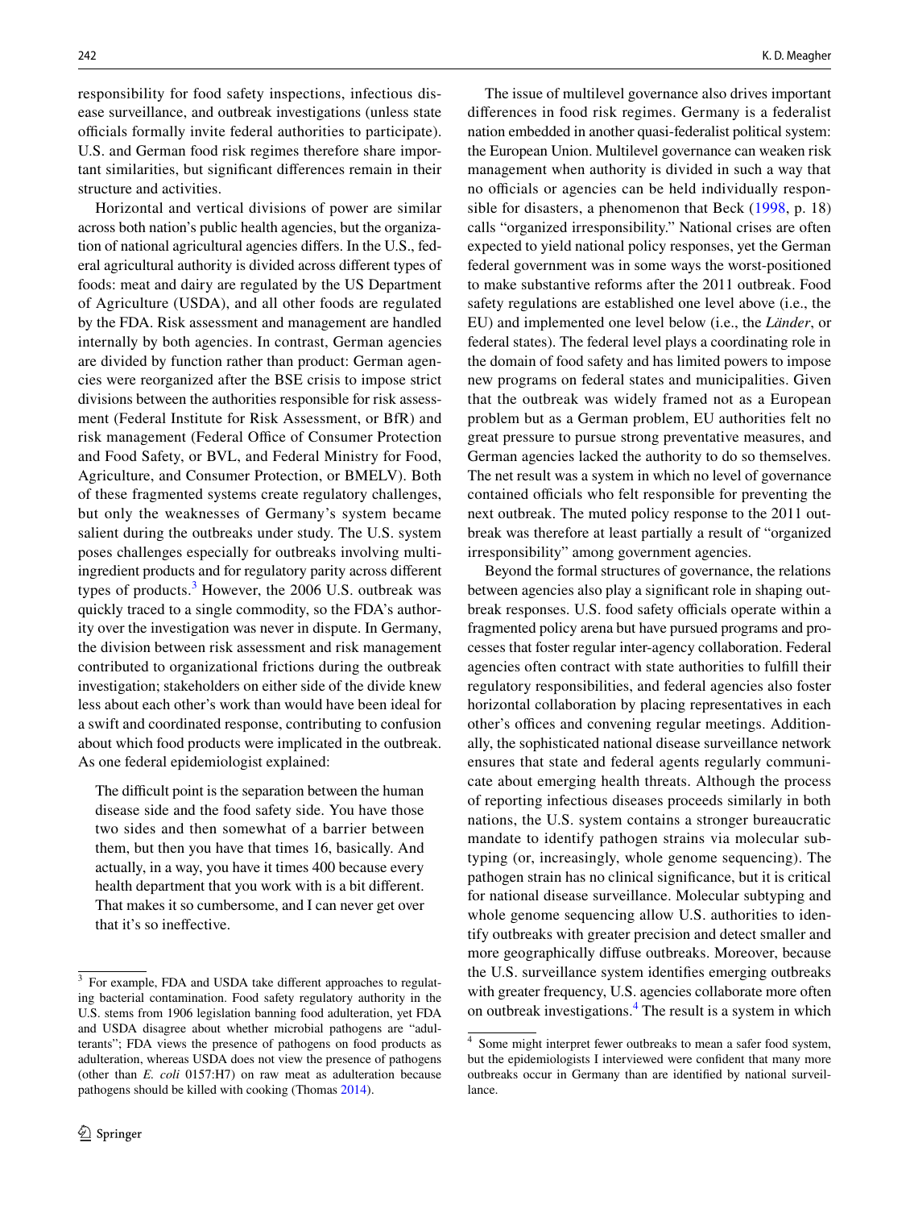responsibility for food safety inspections, infectious disease surveillance, and outbreak investigations (unless state officials formally invite federal authorities to participate). U.S. and German food risk regimes therefore share important similarities, but significant differences remain in their structure and activities.

Horizontal and vertical divisions of power are similar across both nation's public health agencies, but the organization of national agricultural agencies differs. In the U.S., federal agricultural authority is divided across different types of foods: meat and dairy are regulated by the US Department of Agriculture (USDA), and all other foods are regulated by the FDA. Risk assessment and management are handled internally by both agencies. In contrast, German agencies are divided by function rather than product: German agencies were reorganized after the BSE crisis to impose strict divisions between the authorities responsible for risk assessment (Federal Institute for Risk Assessment, or BfR) and risk management (Federal Office of Consumer Protection and Food Safety, or BVL, and Federal Ministry for Food, Agriculture, and Consumer Protection, or BMELV). Both of these fragmented systems create regulatory challenges, but only the weaknesses of Germany's system became salient during the outbreaks under study. The U.S. system poses challenges especially for outbreaks involving multi-ingredient products and for regulatory parity across different types of products.[3] However, the 2006 U.S. outbreak was quickly traced to a single commodity, so the FDA's authority over the investigation was never in dispute. In Germany, the division between risk assessment and risk management contributed to organizational frictions during the outbreak investigation; stakeholders on either side of the divide knew less about each other's work than would have been ideal for a swift and coordinated response, contributing to confusion about which food products were implicated in the outbreak. As one federal epidemiologist explained:

> The difficult point is the separation between the human disease side and the food safety side. You have those two sides and then somewhat of a barrier between them, but then you have that times 16, basically. And actually, in a way, you have it times 400 because every health department that you work with is a bit different. That makes it so cumbersome, and I can never get over that it's so ineffective.

The issue of multilevel governance also drives important differences in food risk regimes. Germany is a federalist nation embedded in another quasi-federalist political system: the European Union. Multilevel governance can weaken risk management when authority is divided in such a way that no officials or agencies can be held individually responsible for disasters, a phenomenon that Beck (1998, p. 18) calls "organized irresponsibility." National crises are often expected to yield national policy responses, yet the German federal government was in some ways the worst-positioned to make substantive reforms after the 2011 outbreak. Food safety regulations are established one level above (i.e., the EU) and implemented one level below (i.e., the *Länder*, or federal states). The federal level plays a coordinating role in the domain of food safety and has limited powers to impose new programs on federal states and municipalities. Given that the outbreak was widely framed not as a European problem but as a German problem, EU authorities felt no great pressure to pursue strong preventative measures, and German agencies lacked the authority to do so themselves. The net result was a system in which no level of governance contained officials who felt responsible for preventing the next outbreak. The muted policy response to the 2011 outbreak was therefore at least partially a result of "organized irresponsibility" among government agencies.

Beyond the formal structures of governance, the relations between agencies also play a significant role in shaping outbreak responses. U.S. food safety officials operate within a fragmented policy arena but have pursued programs and processes that foster regular inter-agency collaboration. Federal agencies often contract with state authorities to fulfill their regulatory responsibilities, and federal agencies also foster horizontal collaboration by placing representatives in each other's offices and convening regular meetings. Additionally, the sophisticated national disease surveillance network ensures that state and federal agents regularly communicate about emerging health threats. Although the process of reporting infectious diseases proceeds similarly in both nations, the U.S. system contains a stronger bureaucratic mandate to identify pathogen strains via molecular subtyping (or, increasingly, whole genome sequencing). The pathogen strain has no clinical significance, but it is critical for national disease surveillance. Molecular subtyping and whole genome sequencing allow U.S. authorities to identify outbreaks with greater precision and detect smaller and more geographically diffuse outbreaks. Moreover, because the U.S. surveillance system identifies emerging outbreaks with greater frequency, U.S. agencies collaborate more often on outbreak investigations.[4] The result is a system in which

---

[3] For example, FDA and USDA take different approaches to regulating bacterial contamination. Food safety regulatory authority in the U.S. stems from 1906 legislation banning food adulteration, yet FDA and USDA disagree about whether microbial pathogens are "adulterants"; FDA views the presence of pathogens on food products as adulteration, whereas USDA does not view the presence of pathogens (other than *E. coli* 0157:H7) on raw meat as adulteration because pathogens should be killed with cooking (Thomas 2014).

[4] Some might interpret fewer outbreaks to mean a safer food system, but the epidemiologists I interviewed were confident that many more outbreaks occur in Germany than are identified by national surveillance.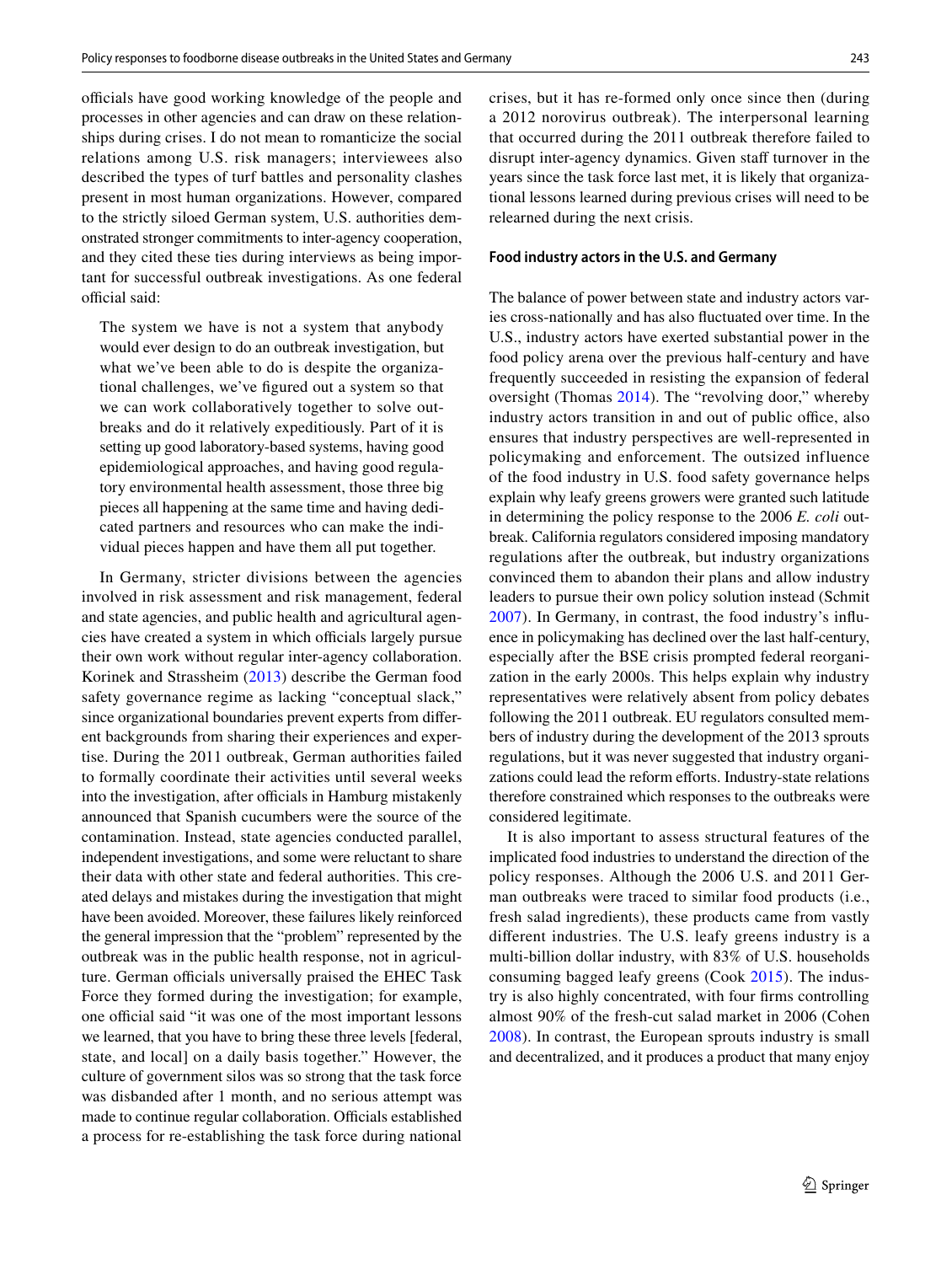officials have good working knowledge of the people and processes in other agencies and can draw on these relationships during crises. I do not mean to romanticize the social relations among U.S. risk managers; interviewees also described the types of turf battles and personality clashes present in most human organizations. However, compared to the strictly siloed German system, U.S. authorities demonstrated stronger commitments to inter-agency cooperation, and they cited these ties during interviews as being important for successful outbreak investigations. As one federal official said:

> The system we have is not a system that anybody would ever design to do an outbreak investigation, but what we've been able to do is despite the organizational challenges, we've figured out a system so that we can work collaboratively together to solve outbreaks and do it relatively expeditiously. Part of it is setting up good laboratory-based systems, having good epidemiological approaches, and having good regulatory environmental health assessment, those three big pieces all happening at the same time and having dedicated partners and resources who can make the individual pieces happen and have them all put together.

In Germany, stricter divisions between the agencies involved in risk assessment and risk management, federal and state agencies, and public health and agricultural agencies have created a system in which officials largely pursue their own work without regular inter-agency collaboration. Korinek and Strassheim (2013) describe the German food safety governance regime as lacking "conceptual slack," since organizational boundaries prevent experts from different backgrounds from sharing their experiences and expertise. During the 2011 outbreak, German authorities failed to formally coordinate their activities until several weeks into the investigation, after officials in Hamburg mistakenly announced that Spanish cucumbers were the source of the contamination. Instead, state agencies conducted parallel, independent investigations, and some were reluctant to share their data with other state and federal authorities. This created delays and mistakes during the investigation that might have been avoided. Moreover, these failures likely reinforced the general impression that the "problem" represented by the outbreak was in the public health response, not in agriculture. German officials universally praised the EHEC Task Force they formed during the investigation; for example, one official said "it was one of the most important lessons we learned, that you have to bring these three levels [federal, state, and local] on a daily basis together." However, the culture of government silos was so strong that the task force was disbanded after 1 month, and no serious attempt was made to continue regular collaboration. Officials established a process for re-establishing the task force during national crises, but it has re-formed only once since then (during a 2012 norovirus outbreak). The interpersonal learning that occurred during the 2011 outbreak therefore failed to disrupt inter-agency dynamics. Given staff turnover in the years since the task force last met, it is likely that organizational lessons learned during previous crises will need to be relearned during the next crisis.

#### Food industry actors in the U.S. and Germany

The balance of power between state and industry actors varies cross-nationally and has also fluctuated over time. In the U.S., industry actors have exerted substantial power in the food policy arena over the previous half-century and have frequently succeeded in resisting the expansion of federal oversight (Thomas 2014). The "revolving door," whereby industry actors transition in and out of public office, also ensures that industry perspectives are well-represented in policymaking and enforcement. The outsized influence of the food industry in U.S. food safety governance helps explain why leafy greens growers were granted such latitude in determining the policy response to the 2006 *E. coli* outbreak. California regulators considered imposing mandatory regulations after the outbreak, but industry organizations convinced them to abandon their plans and allow industry leaders to pursue their own policy solution instead (Schmit 2007). In Germany, in contrast, the food industry's influence in policymaking has declined over the last half-century, especially after the BSE crisis prompted federal reorganization in the early 2000s. This helps explain why industry representatives were relatively absent from policy debates following the 2011 outbreak. EU regulators consulted members of industry during the development of the 2013 sprouts regulations, but it was never suggested that industry organizations could lead the reform efforts. Industry-state relations therefore constrained which responses to the outbreaks were considered legitimate.

It is also important to assess structural features of the implicated food industries to understand the direction of the policy responses. Although the 2006 U.S. and 2011 German outbreaks were traced to similar food products (i.e., fresh salad ingredients), these products came from vastly different industries. The U.S. leafy greens industry is a multi-billion dollar industry, with 83% of U.S. households consuming bagged leafy greens (Cook 2015). The industry is also highly concentrated, with four firms controlling almost 90% of the fresh-cut salad market in 2006 (Cohen 2008). In contrast, the European sprouts industry is small and decentralized, and it produces a product that many enjoy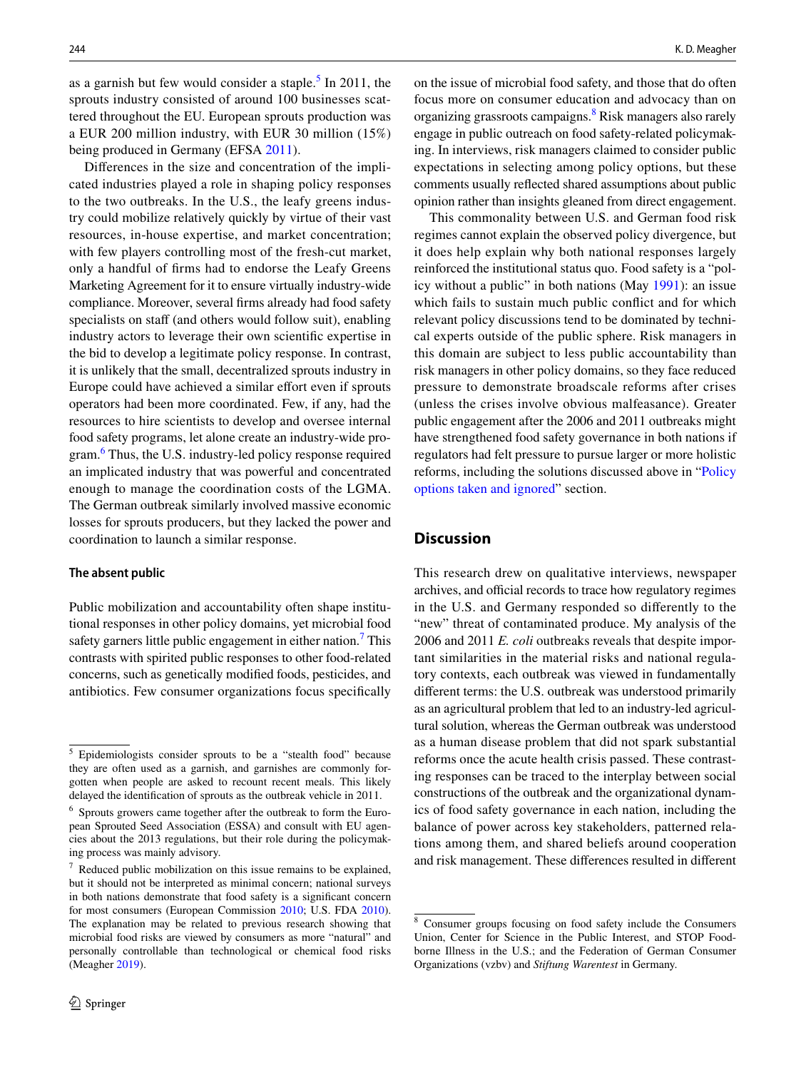as a garnish but few would consider a staple.[5] In 2011, the sprouts industry consisted of around 100 businesses scattered throughout the EU. European sprouts production was a EUR 200 million industry, with EUR 30 million (15%) being produced in Germany (EFSA 2011).

Differences in the size and concentration of the implicated industries played a role in shaping policy responses to the two outbreaks. In the U.S., the leafy greens industry could mobilize relatively quickly by virtue of their vast resources, in-house expertise, and market concentration; with few players controlling most of the fresh-cut market, only a handful of firms had to endorse the Leafy Greens Marketing Agreement for it to ensure virtually industry-wide compliance. Moreover, several firms already had food safety specialists on staff (and others would follow suit), enabling industry actors to leverage their own scientific expertise in the bid to develop a legitimate policy response. In contrast, it is unlikely that the small, decentralized sprouts industry in Europe could have achieved a similar effort even if sprouts operators had been more coordinated. Few, if any, had the resources to hire scientists to develop and oversee internal food safety programs, let alone create an industry-wide program.[6] Thus, the U.S. industry-led policy response required an implicated industry that was powerful and concentrated enough to manage the coordination costs of the LGMA. The German outbreak similarly involved massive economic losses for sprouts producers, but they lacked the power and coordination to launch a similar response.

### The absent public

Public mobilization and accountability often shape institutional responses in other policy domains, yet microbial food safety garners little public engagement in either nation.[7] This contrasts with spirited public responses to other food-related concerns, such as genetically modified foods, pesticides, and antibiotics. Few consumer organizations focus specifically on the issue of microbial food safety, and those that do often focus more on consumer education and advocacy than on organizing grassroots campaigns.[8] Risk managers also rarely engage in public outreach on food safety-related policymaking. In interviews, risk managers claimed to consider public expectations in selecting among policy options, but these comments usually reflected shared assumptions about public opinion rather than insights gleaned from direct engagement.

This commonality between U.S. and German food risk regimes cannot explain the observed policy divergence, but it does help explain why both national responses largely reinforced the institutional status quo. Food safety is a "policy without a public" in both nations (May 1991): an issue which fails to sustain much public conflict and for which relevant policy discussions tend to be dominated by technical experts outside of the public sphere. Risk managers in this domain are subject to less public accountability than risk managers in other policy domains, so they face reduced pressure to demonstrate broadscale reforms after crises (unless the crises involve obvious malfeasance). Greater public engagement after the 2006 and 2011 outbreaks might have strengthened food safety governance in both nations if regulators had felt pressure to pursue larger or more holistic reforms, including the solutions discussed above in "Policy options taken and ignored" section.

## Discussion

This research drew on qualitative interviews, newspaper archives, and official records to trace how regulatory regimes in the U.S. and Germany responded so differently to the "new" threat of contaminated produce. My analysis of the 2006 and 2011 *E. coli* outbreaks reveals that despite important similarities in the material risks and national regulatory contexts, each outbreak was viewed in fundamentally different terms: the U.S. outbreak was understood primarily as an agricultural problem that led to an industry-led agricultural solution, whereas the German outbreak was understood as a human disease problem that did not spark substantial reforms once the acute health crisis passed. These contrasting responses can be traced to the interplay between social constructions of the outbreak and the organizational dynamics of food safety governance in each nation, including the balance of power across key stakeholders, patterned relations among them, and shared beliefs around cooperation and risk management. These differences resulted in different

---

[5] Epidemiologists consider sprouts to be a "stealth food" because they are often used as a garnish, and garnishes are commonly forgotten when people are asked to recount recent meals. This likely delayed the identification of sprouts as the outbreak vehicle in 2011.

[6] Sprouts growers came together after the outbreak to form the European Sprouted Seed Association (ESSA) and consult with EU agencies about the 2013 regulations, but their role during the policymaking process was mainly advisory.

[7] Reduced public mobilization on this issue remains to be explained, but it should not be interpreted as minimal concern; national surveys in both nations demonstrate that food safety is a significant concern for most consumers (European Commission 2010; U.S. FDA 2010). The explanation may be related to previous research showing that microbial food risks are viewed by consumers as more "natural" and personally controllable than technological or chemical food risks (Meagher 2019).

[8] Consumer groups focusing on food safety include the Consumers Union, Center for Science in the Public Interest, and STOP Foodborne Illness in the U.S.; and the Federation of German Consumer Organizations (vzbv) and *Stiftung Warentest* in Germany.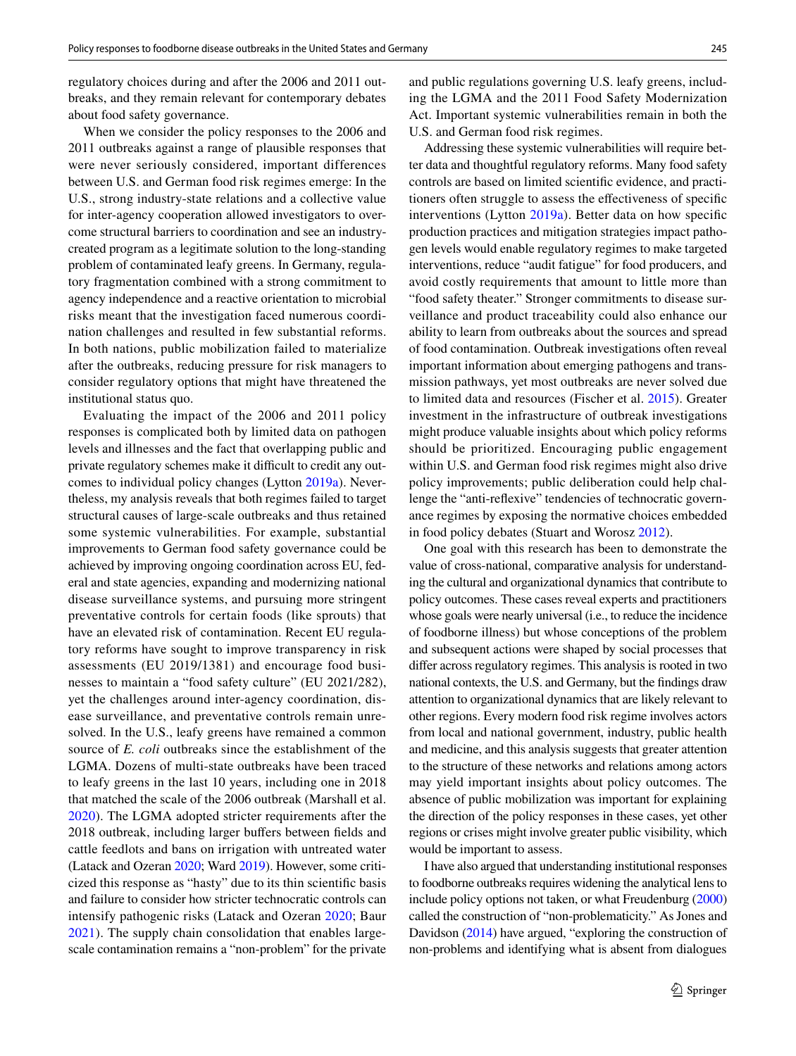regulatory choices during and after the 2006 and 2011 outbreaks, and they remain relevant for contemporary debates about food safety governance.

When we consider the policy responses to the 2006 and 2011 outbreaks against a range of plausible responses that were never seriously considered, important differences between U.S. and German food risk regimes emerge: In the U.S., strong industry-state relations and a collective value for inter-agency cooperation allowed investigators to overcome structural barriers to coordination and see an industry-created program as a legitimate solution to the long-standing problem of contaminated leafy greens. In Germany, regulatory fragmentation combined with a strong commitment to agency independence and a reactive orientation to microbial risks meant that the investigation faced numerous coordination challenges and resulted in few substantial reforms. In both nations, public mobilization failed to materialize after the outbreaks, reducing pressure for risk managers to consider regulatory options that might have threatened the institutional status quo.

Evaluating the impact of the 2006 and 2011 policy responses is complicated both by limited data on pathogen levels and illnesses and the fact that overlapping public and private regulatory schemes make it difficult to credit any outcomes to individual policy changes (Lytton 2019a). Nevertheless, my analysis reveals that both regimes failed to target structural causes of large-scale outbreaks and thus retained some systemic vulnerabilities. For example, substantial improvements to German food safety governance could be achieved by improving ongoing coordination across EU, federal and state agencies, expanding and modernizing national disease surveillance systems, and pursuing more stringent preventative controls for certain foods (like sprouts) that have an elevated risk of contamination. Recent EU regulatory reforms have sought to improve transparency in risk assessments (EU 2019/1381) and encourage food businesses to maintain a "food safety culture" (EU 2021/282), yet the challenges around inter-agency coordination, disease surveillance, and preventative controls remain unresolved. In the U.S., leafy greens have remained a common source of *E. coli* outbreaks since the establishment of the LGMA. Dozens of multi-state outbreaks have been traced to leafy greens in the last 10 years, including one in 2018 that matched the scale of the 2006 outbreak (Marshall et al. 2020). The LGMA adopted stricter requirements after the 2018 outbreak, including larger buffers between fields and cattle feedlots and bans on irrigation with untreated water (Latack and Ozeran 2020; Ward 2019). However, some criticized this response as "hasty" due to its thin scientific basis and failure to consider how stricter technocratic controls can intensify pathogenic risks (Latack and Ozeran 2020; Baur 2021). The supply chain consolidation that enables large-scale contamination remains a "non-problem" for the private and public regulations governing U.S. leafy greens, including the LGMA and the 2011 Food Safety Modernization Act. Important systemic vulnerabilities remain in both the U.S. and German food risk regimes.

Addressing these systemic vulnerabilities will require better data and thoughtful regulatory reforms. Many food safety controls are based on limited scientific evidence, and practitioners often struggle to assess the effectiveness of specific interventions (Lytton 2019a). Better data on how specific production practices and mitigation strategies impact pathogen levels would enable regulatory regimes to make targeted interventions, reduce "audit fatigue" for food producers, and avoid costly requirements that amount to little more than "food safety theater." Stronger commitments to disease surveillance and product traceability could also enhance our ability to learn from outbreaks about the sources and spread of food contamination. Outbreak investigations often reveal important information about emerging pathogens and transmission pathways, yet most outbreaks are never solved due to limited data and resources (Fischer et al. 2015). Greater investment in the infrastructure of outbreak investigations might produce valuable insights about which policy reforms should be prioritized. Encouraging public engagement within U.S. and German food risk regimes might also drive policy improvements; public deliberation could help challenge the "anti-reflexive" tendencies of technocratic governance regimes by exposing the normative choices embedded in food policy debates (Stuart and Worosz 2012).

One goal with this research has been to demonstrate the value of cross-national, comparative analysis for understanding the cultural and organizational dynamics that contribute to policy outcomes. These cases reveal experts and practitioners whose goals were nearly universal (i.e., to reduce the incidence of foodborne illness) but whose conceptions of the problem and subsequent actions were shaped by social processes that differ across regulatory regimes. This analysis is rooted in two national contexts, the U.S. and Germany, but the findings draw attention to organizational dynamics that are likely relevant to other regions. Every modern food risk regime involves actors from local and national government, industry, public health and medicine, and this analysis suggests that greater attention to the structure of these networks and relations among actors may yield important insights about policy outcomes. The absence of public mobilization was important for explaining the direction of the policy responses in these cases, yet other regions or crises might involve greater public visibility, which would be important to assess.

I have also argued that understanding institutional responses to foodborne outbreaks requires widening the analytical lens to include policy options not taken, or what Freudenburg (2000) called the construction of "non-problematicity." As Jones and Davidson (2014) have argued, "exploring the construction of non-problems and identifying what is absent from dialogues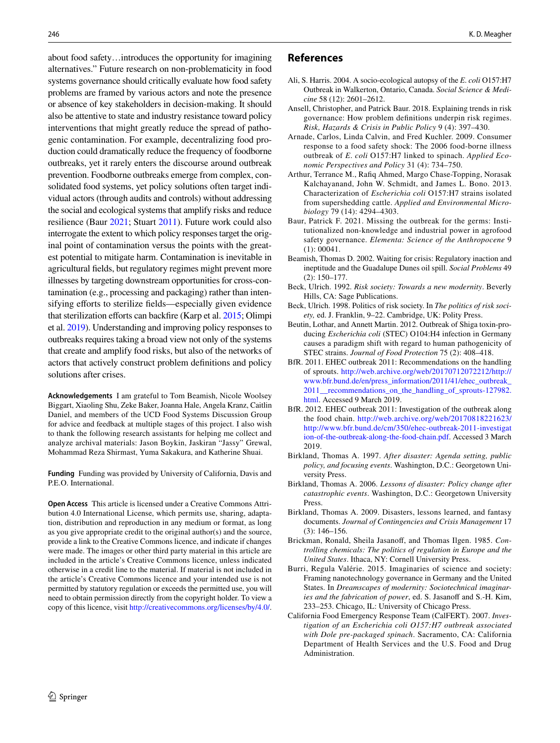about food safety…introduces the opportunity for imagining alternatives." Future research on non-problematicity in food systems governance should critically evaluate how food safety problems are framed by various actors and note the presence or absence of key stakeholders in decision-making. It should also be attentive to state and industry resistance toward policy interventions that might greatly reduce the spread of pathogenic contamination. For example, decentralizing food production could dramatically reduce the frequency of foodborne outbreaks, yet it rarely enters the discourse around outbreak prevention. Foodborne outbreaks emerge from complex, consolidated food systems, yet policy solutions often target individual actors (through audits and controls) without addressing the social and ecological systems that amplify risks and reduce resilience (Baur 2021; Stuart 2011). Future work could also interrogate the extent to which policy responses target the original point of contamination versus the points with the greatest potential to mitigate harm. Contamination is inevitable in agricultural fields, but regulatory regimes might prevent more illnesses by targeting downstream opportunities for cross-contamination (e.g., processing and packaging) rather than intensifying efforts to sterilize fields—especially given evidence that sterilization efforts can backfire (Karp et al. 2015; Olimpi et al. 2019). Understanding and improving policy responses to outbreaks requires taking a broad view not only of the systems that create and amplify food risks, but also of the networks of actors that actively construct problem definitions and policy solutions after crises.

**Acknowledgements** I am grateful to Tom Beamish, Nicole Woolsey Biggart, Xiaoling Shu, Zeke Baker, Joanna Hale, Angela Kranz, Caitlin Daniel, and members of the UCD Food Systems Discussion Group for advice and feedback at multiple stages of this project. I also wish to thank the following research assistants for helping me collect and analyze archival materials: Jason Boykin, Jaskiran "Jassy" Grewal, Mohammad Reza Shirmast, Yuma Sakakura, and Katherine Shuai.

**Funding** Funding was provided by University of California, Davis and P.E.O. International.

**Open Access** This article is licensed under a Creative Commons Attribution 4.0 International License, which permits use, sharing, adaptation, distribution and reproduction in any medium or format, as long as you give appropriate credit to the original author(s) and the source, provide a link to the Creative Commons licence, and indicate if changes were made. The images or other third party material in this article are included in the article's Creative Commons licence, unless indicated otherwise in a credit line to the material. If material is not included in the article's Creative Commons licence and your intended use is not permitted by statutory regulation or exceeds the permitted use, you will need to obtain permission directly from the copyright holder. To view a copy of this licence, visit http://creativecommons.org/licenses/by/4.0/.

## References

Ali, S. Harris. 2004. A socio-ecological autopsy of the *E. coli* O157:H7 Outbreak in Walkerton, Ontario, Canada. *Social Science & Medicine* 58 (12): 2601–2612.

Ansell, Christopher, and Patrick Baur. 2018. Explaining trends in risk governance: How problem definitions underpin risk regimes. *Risk, Hazards & Crisis in Public Policy* 9 (4): 397–430.

Arnade, Carlos, Linda Calvin, and Fred Kuchler. 2009. Consumer response to a food safety shock: The 2006 food-borne illness outbreak of *E. coli* O157:H7 linked to spinach. *Applied Economic Perspectives and Policy* 31 (4): 734–750.

Arthur, Terrance M., Rafiq Ahmed, Margo Chase-Topping, Norasak Kalchayanand, John W. Schmidt, and James L. Bono. 2013. Characterization of *Escherichia coli* O157:H7 strains isolated from supershedding cattle. *Applied and Environmental Microbiology* 79 (14): 4294–4303.

Baur, Patrick F. 2021. Missing the outbreak for the germs: Institutionalized non-knowledge and industrial power in agrofood safety governance. *Elementa: Science of the Anthropocene* 9 (1): 00041.

Beamish, Thomas D. 2002. Waiting for crisis: Regulatory inaction and ineptitude and the Guadalupe Dunes oil spill. *Social Problems* 49 (2): 150–177.

Beck, Ulrich. 1992. *Risk society: Towards a new modernity*. Beverly Hills, CA: Sage Publications.

Beck, Ulrich. 1998. Politics of risk society. In *The politics of risk society,* ed. J. Franklin, 9–22. Cambridge, UK: Polity Press.

Beutin, Lothar, and Annett Martin. 2012. Outbreak of Shiga toxin-producing *Escherichia coli* (STEC) O104:H4 infection in Germany causes a paradigm shift with regard to human pathogenicity of STEC strains. *Journal of Food Protection* 75 (2): 408–418.

BfR. 2011. EHEC outbreak 2011: Recommendations on the handling of sprouts. http://web.archive.org/web/20170712072212/http://www.bfr.bund.de/en/press_information/2011/41/ehec_outbreak_2011__recommendations_on_the_handling_of_sprouts-127982.html. Accessed 9 March 2019.

BfR. 2012. EHEC outbreak 2011: Investigation of the outbreak along the food chain. http://web.archive.org/web/20170818221623/http://www.bfr.bund.de/cm/350/ehec-outbreak-2011-investigation-of-the-outbreak-along-the-food-chain.pdf. Accessed 3 March 2019.

Birkland, Thomas A. 1997. *After disaster: Agenda setting, public policy, and focusing events*. Washington, D.C.: Georgetown University Press.

Birkland, Thomas A. 2006. *Lessons of disaster: Policy change after catastrophic events*. Washington, D.C.: Georgetown University Press.

Birkland, Thomas A. 2009. Disasters, lessons learned, and fantasy documents. *Journal of Contingencies and Crisis Management* 17 (3): 146–156.

Brickman, Ronald, Sheila Jasanoff, and Thomas Ilgen. 1985. *Controlling chemicals: The politics of regulation in Europe and the United States*. Ithaca, NY: Cornell University Press.

Burri, Regula Valérie. 2015. Imaginaries of science and society: Framing nanotechnology governance in Germany and the United States. In *Dreamscapes of modernity: Sociotechnical imaginaries and the fabrication of power*, ed. S. Jasanoff and S.-H. Kim, 233–253. Chicago, IL: University of Chicago Press.

California Food Emergency Response Team (CalFERT). 2007. *Investigation of an Escherichia coli O157:H7 outbreak associated with Dole pre-packaged spinach*. Sacramento, CA: California Department of Health Services and the U.S. Food and Drug Administration.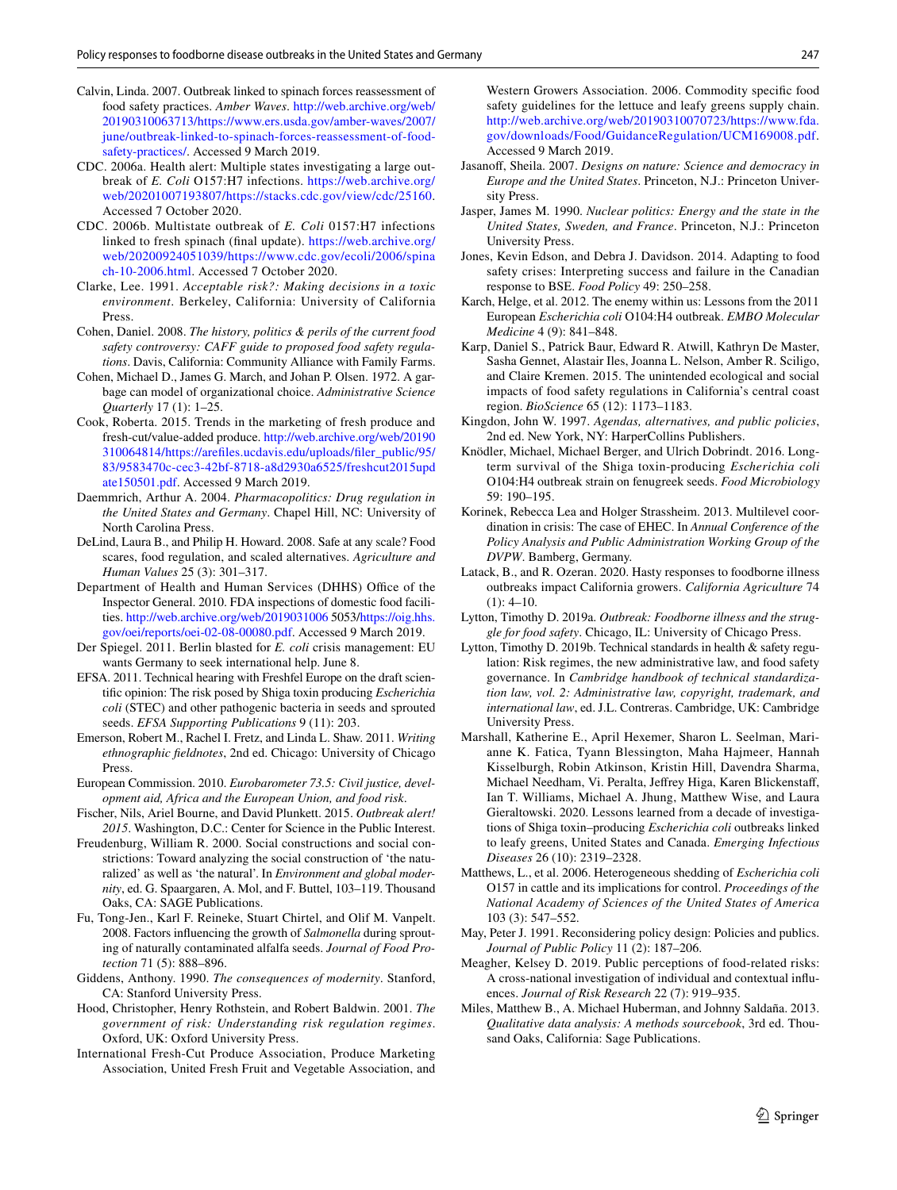Calvin, Linda. 2007. Outbreak linked to spinach forces reassessment of food safety practices. *Amber Waves*. http://web.archive.org/web/20190310063713/https://www.ers.usda.gov/amber-waves/2007/june/outbreak-linked-to-spinach-forces-reassessment-of-food-safety-practices/. Accessed 9 March 2019.

CDC. 2006a. Health alert: Multiple states investigating a large outbreak of *E. Coli* O157:H7 infections. https://web.archive.org/web/20201007193807/https://stacks.cdc.gov/view/cdc/25160. Accessed 7 October 2020.

CDC. 2006b. Multistate outbreak of *E. Coli* 0157:H7 infections linked to fresh spinach (final update). https://web.archive.org/web/20200924051039/https://www.cdc.gov/ecoli/2006/spinach-10-2006.html. Accessed 7 October 2020.

Clarke, Lee. 1991. *Acceptable risk?: Making decisions in a toxic environment*. Berkeley, California: University of California Press.

Cohen, Daniel. 2008. *The history, politics & perils of the current food safety controversy: CAFF guide to proposed food safety regulations*. Davis, California: Community Alliance with Family Farms.

Cohen, Michael D., James G. March, and Johan P. Olsen. 1972. A garbage can model of organizational choice. *Administrative Science Quarterly* 17 (1): 1–25.

Cook, Roberta. 2015. Trends in the marketing of fresh produce and fresh-cut/value-added produce. http://web.archive.org/web/20190310064814/https://arefiles.ucdavis.edu/uploads/filer_public/95/83/9583470c-cec3-42bf-8718-a8d2930a6525/freshcut2015update150501.pdf. Accessed 9 March 2019.

Daemmrich, Arthur A. 2004. *Pharmacopolitics: Drug regulation in the United States and Germany*. Chapel Hill, NC: University of North Carolina Press.

DeLind, Laura B., and Philip H. Howard. 2008. Safe at any scale? Food scares, food regulation, and scaled alternatives. *Agriculture and Human Values* 25 (3): 301–317.

Department of Health and Human Services (DHHS) Office of the Inspector General. 2010. FDA inspections of domestic food facilities. http://web.archive.org/web/20190310065053/https://oig.hhs.gov/oei/reports/oei-02-08-00080.pdf. Accessed 9 March 2019.

Der Spiegel. 2011. Berlin blasted for *E. coli* crisis management: EU wants Germany to seek international help. June 8.

EFSA. 2011. Technical hearing with Freshfel Europe on the draft scientific opinion: The risk posed by Shiga toxin producing *Escherichia coli* (STEC) and other pathogenic bacteria in seeds and sprouted seeds. *EFSA Supporting Publications* 9 (11): 203.

Emerson, Robert M., Rachel I. Fretz, and Linda L. Shaw. 2011. *Writing ethnographic fieldnotes*, 2nd ed. Chicago: University of Chicago Press.

European Commission. 2010. *Eurobarometer 73.5: Civil justice, development aid, Africa and the European Union, and food risk*.

Fischer, Nils, Ariel Bourne, and David Plunkett. 2015. *Outbreak alert! 2015*. Washington, D.C.: Center for Science in the Public Interest.

Freudenburg, William R. 2000. Social constructions and social constrictions: Toward analyzing the social construction of 'the naturalized' as well as 'the natural'. In *Environment and global modernity*, ed. G. Spaargaren, A. Mol, and F. Buttel, 103–119. Thousand Oaks, CA: SAGE Publications.

Fu, Tong-Jen., Karl F. Reineke, Stuart Chirtel, and Olif M. Vanpelt. 2008. Factors influencing the growth of *Salmonella* during sprouting of naturally contaminated alfalfa seeds. *Journal of Food Protection* 71 (5): 888–896.

Giddens, Anthony. 1990. *The consequences of modernity*. Stanford, CA: Stanford University Press.

Hood, Christopher, Henry Rothstein, and Robert Baldwin. 2001. *The government of risk: Understanding risk regulation regimes*. Oxford, UK: Oxford University Press.

International Fresh-Cut Produce Association, Produce Marketing Association, United Fresh Fruit and Vegetable Association, and Western Growers Association. 2006. Commodity specific food safety guidelines for the lettuce and leafy greens supply chain. http://web.archive.org/web/20190310070723/https://www.fda.gov/downloads/Food/GuidanceRegulation/UCM169008.pdf. Accessed 9 March 2019.

Jasanoff, Sheila. 2007. *Designs on nature: Science and democracy in Europe and the United States*. Princeton, N.J.: Princeton University Press.

Jasper, James M. 1990. *Nuclear politics: Energy and the state in the United States, Sweden, and France*. Princeton, N.J.: Princeton University Press.

Jones, Kevin Edson, and Debra J. Davidson. 2014. Adapting to food safety crises: Interpreting success and failure in the Canadian response to BSE. *Food Policy* 49: 250–258.

Karch, Helge, et al. 2012. The enemy within us: Lessons from the 2011 European *Escherichia coli* O104:H4 outbreak. *EMBO Molecular Medicine* 4 (9): 841–848.

Karp, Daniel S., Patrick Baur, Edward R. Atwill, Kathryn De Master, Sasha Gennet, Alastair Iles, Joanna L. Nelson, Amber R. Sciligo, and Claire Kremen. 2015. The unintended ecological and social impacts of food safety regulations in California's central coast region. *BioScience* 65 (12): 1173–1183.

Kingdon, John W. 1997. *Agendas, alternatives, and public policies*, 2nd ed. New York, NY: HarperCollins Publishers.

Knödler, Michael, Michael Berger, and Ulrich Dobrindt. 2016. Long-term survival of the Shiga toxin-producing *Escherichia coli* O104:H4 outbreak strain on fenugreek seeds. *Food Microbiology* 59: 190–195.

Korinek, Rebecca Lea and Holger Strassheim. 2013. Multilevel coordination in crisis: The case of EHEC. In *Annual Conference of the Policy Analysis and Public Administration Working Group of the DVPW*. Bamberg, Germany.

Latack, B., and R. Ozeran. 2020. Hasty responses to foodborne illness outbreaks impact California growers. *California Agriculture* 74 (1): 4–10.

Lytton, Timothy D. 2019a. *Outbreak: Foodborne illness and the struggle for food safety*. Chicago, IL: University of Chicago Press.

Lytton, Timothy D. 2019b. Technical standards in health & safety regulation: Risk regimes, the new administrative law, and food safety governance. In *Cambridge handbook of technical standardization law, vol. 2: Administrative law, copyright, trademark, and international law*, ed. J.L. Contreras. Cambridge, UK: Cambridge University Press.

Marshall, Katherine E., April Hexemer, Sharon L. Seelman, Marianne K. Fatica, Tyann Blessington, Maha Hajmeer, Hannah Kisselburgh, Robin Atkinson, Kristin Hill, Davendra Sharma, Michael Needham, Vi. Peralta, Jeffrey Higa, Karen Blickenstaff, Ian T. Williams, Michael A. Jhung, Matthew Wise, and Laura Gieraltowski. 2020. Lessons learned from a decade of investigations of Shiga toxin–producing *Escherichia coli* outbreaks linked to leafy greens, United States and Canada. *Emerging Infectious Diseases* 26 (10): 2319–2328.

Matthews, L., et al. 2006. Heterogeneous shedding of *Escherichia coli* O157 in cattle and its implications for control. *Proceedings of the National Academy of Sciences of the United States of America* 103 (3): 547–552.

May, Peter J. 1991. Reconsidering policy design: Policies and publics. *Journal of Public Policy* 11 (2): 187–206.

Meagher, Kelsey D. 2019. Public perceptions of food-related risks: A cross-national investigation of individual and contextual influences. *Journal of Risk Research* 22 (7): 919–935.

Miles, Matthew B., A. Michael Huberman, and Johnny Saldaña. 2013. *Qualitative data analysis: A methods sourcebook*, 3rd ed. Thousand Oaks, California: Sage Publications.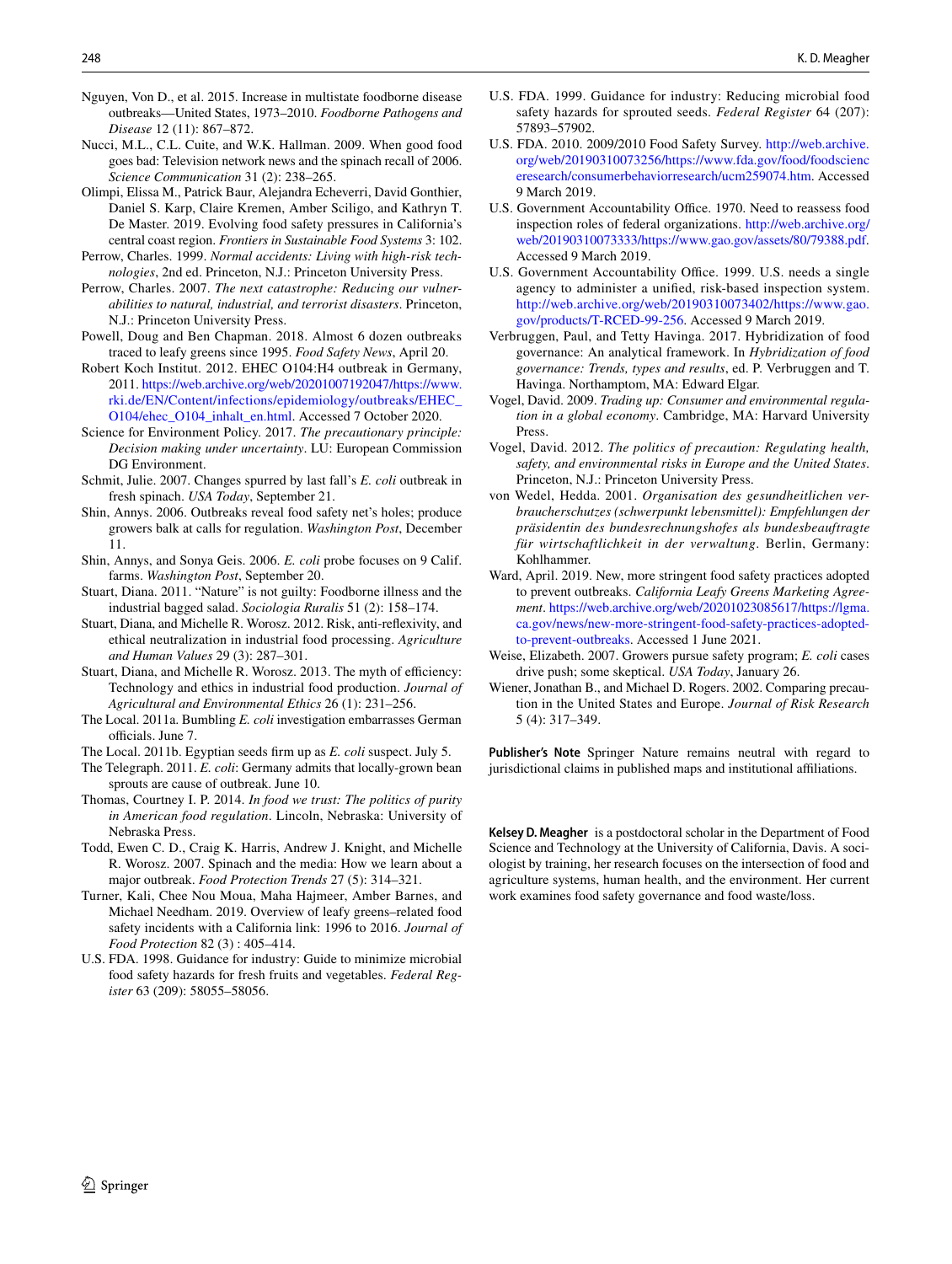Nguyen, Von D., et al. 2015. Increase in multistate foodborne disease outbreaks—United States, 1973–2010. *Foodborne Pathogens and Disease* 12 (11): 867–872.

Nucci, M.L., C.L. Cuite, and W.K. Hallman. 2009. When good food goes bad: Television network news and the spinach recall of 2006. *Science Communication* 31 (2): 238–265.

Olimpi, Elissa M., Patrick Baur, Alejandra Echeverri, David Gonthier, Daniel S. Karp, Claire Kremen, Amber Sciligo, and Kathryn T. De Master. 2019. Evolving food safety pressures in California's central coast region. *Frontiers in Sustainable Food Systems* 3: 102.

Perrow, Charles. 1999. *Normal accidents: Living with high-risk technologies*, 2nd ed. Princeton, N.J.: Princeton University Press.

Perrow, Charles. 2007. *The next catastrophe: Reducing our vulnerabilities to natural, industrial, and terrorist disasters*. Princeton, N.J.: Princeton University Press.

Powell, Doug and Ben Chapman. 2018. Almost 6 dozen outbreaks traced to leafy greens since 1995. *Food Safety News*, April 20.

Robert Koch Institut. 2012. EHEC O104:H4 outbreak in Germany, 2011. https://web.archive.org/web/20201007192047/https://www.rki.de/EN/Content/infections/epidemiology/outbreaks/EHEC_O104/ehec_O104_inhalt_en.html. Accessed 7 October 2020.

Science for Environment Policy. 2017. *The precautionary principle: Decision making under uncertainty*. LU: European Commission DG Environment.

Schmit, Julie. 2007. Changes spurred by last fall's *E. coli* outbreak in fresh spinach. *USA Today*, September 21.

Shin, Annys. 2006. Outbreaks reveal food safety net's holes; produce growers balk at calls for regulation. *Washington Post*, December 11.

Shin, Annys, and Sonya Geis. 2006. *E. coli* probe focuses on 9 Calif. farms. *Washington Post*, September 20.

Stuart, Diana. 2011. "Nature" is not guilty: Foodborne illness and the industrial bagged salad. *Sociologia Ruralis* 51 (2): 158–174.

Stuart, Diana, and Michelle R. Worosz. 2012. Risk, anti-reflexivity, and ethical neutralization in industrial food processing. *Agriculture and Human Values* 29 (3): 287–301.

Stuart, Diana, and Michelle R. Worosz. 2013. The myth of efficiency: Technology and ethics in industrial food production. *Journal of Agricultural and Environmental Ethics* 26 (1): 231–256.

The Local. 2011a. Bumbling *E. coli* investigation embarrasses German officials. June 7.

The Local. 2011b. Egyptian seeds firm up as *E. coli* suspect. July 5.

The Telegraph. 2011. *E. coli*: Germany admits that locally-grown bean sprouts are cause of outbreak. June 10.

Thomas, Courtney I. P. 2014. *In food we trust: The politics of purity in American food regulation*. Lincoln, Nebraska: University of Nebraska Press.

Todd, Ewen C. D., Craig K. Harris, Andrew J. Knight, and Michelle R. Worosz. 2007. Spinach and the media: How we learn about a major outbreak. *Food Protection Trends* 27 (5): 314–321.

Turner, Kali, Chee Nou Moua, Maha Hajmeer, Amber Barnes, and Michael Needham. 2019. Overview of leafy greens–related food safety incidents with a California link: 1996 to 2016. *Journal of Food Protection* 82 (3) : 405–414.

U.S. FDA. 1998. Guidance for industry: Guide to minimize microbial food safety hazards for fresh fruits and vegetables. *Federal Register* 63 (209): 58055–58056.

U.S. FDA. 1999. Guidance for industry: Reducing microbial food safety hazards for sprouted seeds. *Federal Register* 64 (207): 57893–57902.

U.S. FDA. 2010. 2009/2010 Food Safety Survey. http://web.archive.org/web/20190310073256/https://www.fda.gov/food/foodscienceresearch/consumerbehaviorresearch/ucm259074.htm. Accessed 9 March 2019.

U.S. Government Accountability Office. 1970. Need to reassess food inspection roles of federal organizations. http://web.archive.org/web/20190310073333/https://www.gao.gov/assets/80/79388.pdf. Accessed 9 March 2019.

U.S. Government Accountability Office. 1999. U.S. needs a single agency to administer a unified, risk-based inspection system. http://web.archive.org/web/20190310073402/https://www.gao.gov/products/T-RCED-99-256. Accessed 9 March 2019.

Verbruggen, Paul, and Tetty Havinga. 2017. Hybridization of food governance: An analytical framework. In *Hybridization of food governance: Trends, types and results*, ed. P. Verbruggen and T. Havinga. Northamptom, MA: Edward Elgar.

Vogel, David. 2009. *Trading up: Consumer and environmental regulation in a global economy*. Cambridge, MA: Harvard University Press.

Vogel, David. 2012. *The politics of precaution: Regulating health, safety, and environmental risks in Europe and the United States*. Princeton, N.J.: Princeton University Press.

von Wedel, Hedda. 2001. *Organisation des gesundheitlichen verbraucherschutzes (schwerpunkt lebensmittel): Empfehlungen der präsidentin des bundesrechnungshofes als bundesbeauftragte für wirtschaftlichkeit in der verwaltung*. Berlin, Germany: Kohlhammer.

Ward, April. 2019. New, more stringent food safety practices adopted to prevent outbreaks. *California Leafy Greens Marketing Agreement*. https://web.archive.org/web/20201023085617/https://lgma.ca.gov/news/new-more-stringent-food-safety-practices-adopted-to-prevent-outbreaks. Accessed 1 June 2021.

Weise, Elizabeth. 2007. Growers pursue safety program; *E. coli* cases drive push; some skeptical. *USA Today*, January 26.

Wiener, Jonathan B., and Michael D. Rogers. 2002. Comparing precaution in the United States and Europe. *Journal of Risk Research* 5 (4): 317–349.

**Publisher's Note** Springer Nature remains neutral with regard to jurisdictional claims in published maps and institutional affiliations.

**Kelsey D. Meagher** is a postdoctoral scholar in the Department of Food Science and Technology at the University of California, Davis. A sociologist by training, her research focuses on the intersection of food and agriculture systems, human health, and the environment. Her current work examines food safety governance and food waste/loss.